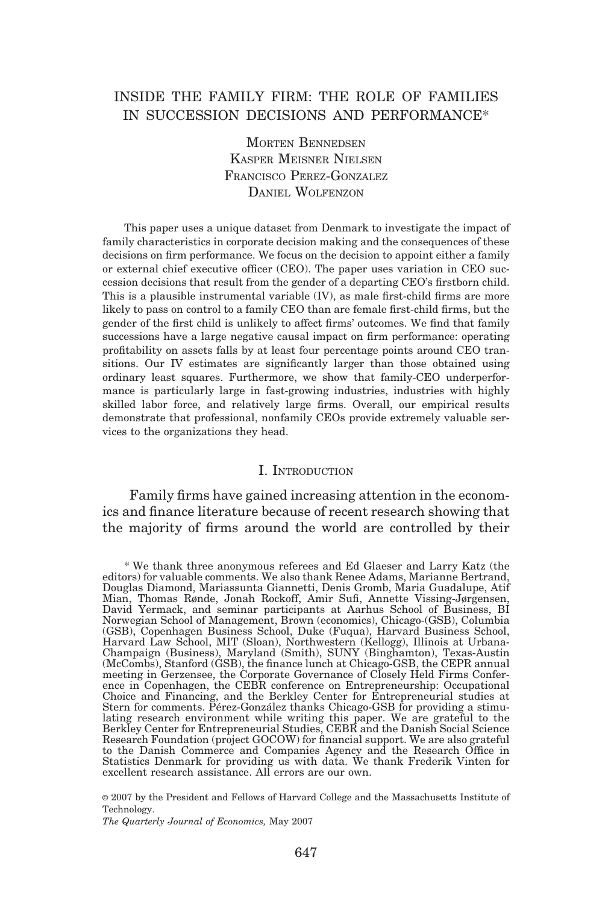# INSIDE THE FAMILY FIRM: THE ROLE OF FAMILIES IN SUCCESSION DECISIONS AND PERFORMANCE*

Morten Bennedsen
Kasper Meisner Nielsen
Francisco Perez-Gonzalez
Daniel Wolfenzon

This paper uses a unique dataset from Denmark to investigate the impact of family characteristics in corporate decision making and the consequences of these decisions on firm performance. We focus on the decision to appoint either a family or external chief executive officer (CEO). The paper uses variation in CEO succession decisions that result from the gender of a departing CEO's firstborn child. This is a plausible instrumental variable (IV), as male first-child firms are more likely to pass on control to a family CEO than are female first-child firms, but the gender of the first child is unlikely to affect firms' outcomes. We find that family successions have a large negative causal impact on firm performance: operating profitability on assets falls by at least four percentage points around CEO transitions. Our IV estimates are significantly larger than those obtained using ordinary least squares. Furthermore, we show that family-CEO underperformance is particularly large in fast-growing industries, industries with highly skilled labor force, and relatively large firms. Overall, our empirical results demonstrate that professional, nonfamily CEOs provide extremely valuable services to the organizations they head.

## I. Introduction

Family firms have gained increasing attention in the economics and finance literature because of recent research showing that the majority of firms around the world are controlled by their

\* We thank three anonymous referees and Ed Glaeser and Larry Katz (the editors) for valuable comments. We also thank Renee Adams, Marianne Bertrand, Douglas Diamond, Mariassunta Giannetti, Denis Gromb, Maria Guadalupe, Atif Mian, Thomas Rønde, Jonah Rockoff, Amir Sufi, Annette Vissing-Jørgensen, David Yermack, and seminar participants at Aarhus School of Business, BI Norwegian School of Management, Brown (economics), Chicago-(GSB), Columbia (GSB), Copenhagen Business School, Duke (Fuqua), Harvard Business School, Harvard Law School, MIT (Sloan), Northwestern (Kellogg), Illinois at Urbana-Champaign (Business), Maryland (Smith), SUNY (Binghamton), Texas-Austin (McCombs), Stanford (GSB), the finance lunch at Chicago-GSB, the CEPR annual meeting in Gerzensee, the Corporate Governance of Closely Held Firms Conference in Copenhagen, the CEBR conference on Entrepreneurship: Occupational Choice and Financing, and the Berkley Center for Entrepreneurial studies at Stern for comments. Pérez-González thanks Chicago-GSB for providing a stimulating research environment while writing this paper. We are grateful to the Berkley Center for Entrepreneurial Studies, CEBR and the Danish Social Science Research Foundation (project GOCOW) for financial support. We are also grateful to the Danish Commerce and Companies Agency and the Research Office in Statistics Denmark for providing us with data. We thank Frederik Vinten for excellent research assistance. All errors are our own.

© 2007 by the President and Fellows of Harvard College and the Massachusetts Institute of Technology.
*The Quarterly Journal of Economics,* May 2007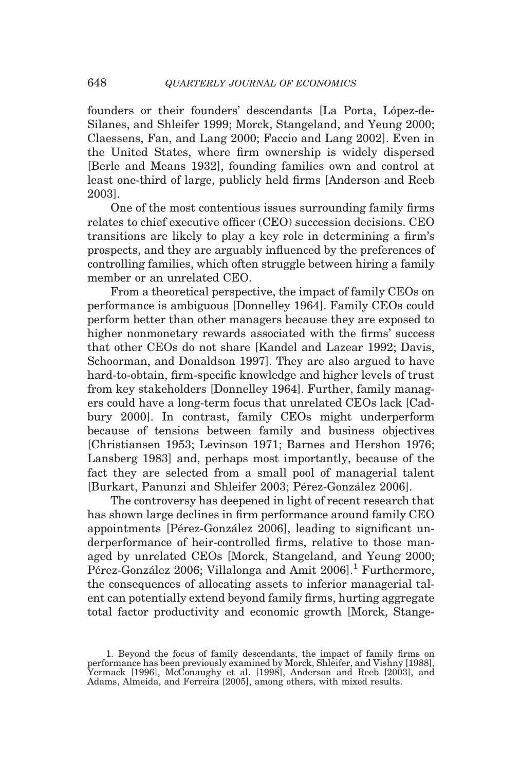founders or their founders' descendants [La Porta, López-de-Silanes, and Shleifer 1999; Morck, Stangeland, and Yeung 2000; Claessens, Fan, and Lang 2000; Faccio and Lang 2002]. Even in the United States, where firm ownership is widely dispersed [Berle and Means 1932], founding families own and control at least one-third of large, publicly held firms [Anderson and Reeb 2003].

One of the most contentious issues surrounding family firms relates to chief executive officer (CEO) succession decisions. CEO transitions are likely to play a key role in determining a firm's prospects, and they are arguably influenced by the preferences of controlling families, which often struggle between hiring a family member or an unrelated CEO.

From a theoretical perspective, the impact of family CEOs on performance is ambiguous [Donnelley 1964]. Family CEOs could perform better than other managers because they are exposed to higher nonmonetary rewards associated with the firms' success that other CEOs do not share [Kandel and Lazear 1992; Davis, Schoorman, and Donaldson 1997]. They are also argued to have hard-to-obtain, firm-specific knowledge and higher levels of trust from key stakeholders [Donnelley 1964]. Further, family managers could have a long-term focus that unrelated CEOs lack [Cadbury 2000]. In contrast, family CEOs might underperform because of tensions between family and business objectives [Christiansen 1953; Levinson 1971; Barnes and Hershon 1976; Lansberg 1983] and, perhaps most importantly, because of the fact they are selected from a small pool of managerial talent [Burkart, Panunzi and Shleifer 2003; Pérez-González 2006].

The controversy has deepened in light of recent research that has shown large declines in firm performance around family CEO appointments [Pérez-González 2006], leading to significant underperformance of heir-controlled firms, relative to those managed by unrelated CEOs [Morck, Stangeland, and Yeung 2000; Pérez-González 2006; Villalonga and Amit 2006].[1] Furthermore, the consequences of allocating assets to inferior managerial talent can potentially extend beyond family firms, hurting aggregate total factor productivity and economic growth [Morck, Stange-

1. Beyond the focus of family descendants, the impact of family firms on performance has been previously examined by Morck, Shleifer, and Vishny [1988], Yermack [1996], McConaughy et al. [1998], Anderson and Reeb [2003], and Adams, Almeida, and Ferreira [2005], among others, with mixed results.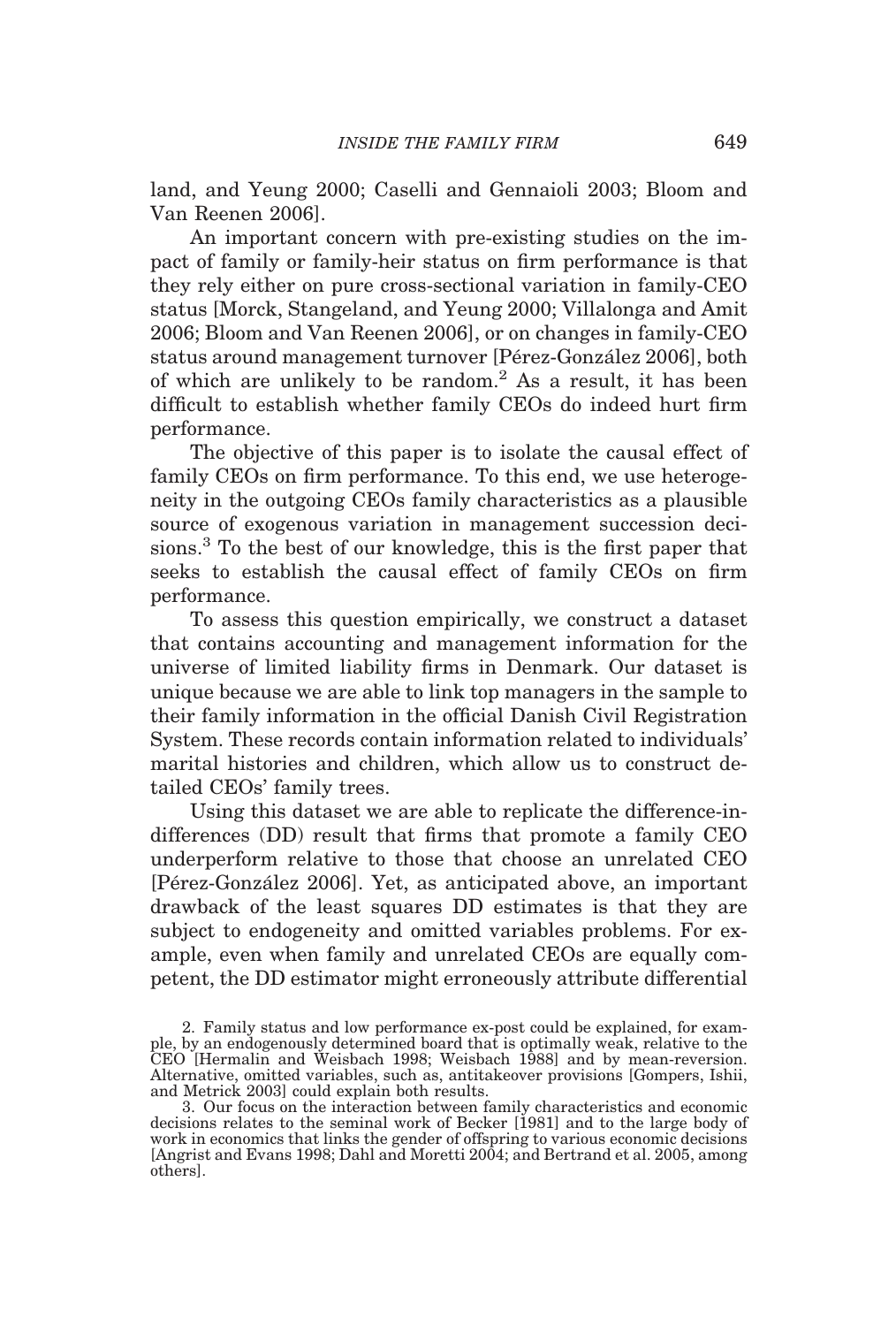land, and Yeung 2000; Caselli and Gennaioli 2003; Bloom and Van Reenen 2006].

An important concern with pre-existing studies on the impact of family or family-heir status on firm performance is that they rely either on pure cross-sectional variation in family-CEO status [Morck, Stangeland, and Yeung 2000; Villalonga and Amit 2006; Bloom and Van Reenen 2006], or on changes in family-CEO status around management turnover [Pérez-González 2006], both of which are unlikely to be random.[2] As a result, it has been difficult to establish whether family CEOs do indeed hurt firm performance.

The objective of this paper is to isolate the causal effect of family CEOs on firm performance. To this end, we use heterogeneity in the outgoing CEOs family characteristics as a plausible source of exogenous variation in management succession decisions.[3] To the best of our knowledge, this is the first paper that seeks to establish the causal effect of family CEOs on firm performance.

To assess this question empirically, we construct a dataset that contains accounting and management information for the universe of limited liability firms in Denmark. Our dataset is unique because we are able to link top managers in the sample to their family information in the official Danish Civil Registration System. These records contain information related to individuals' marital histories and children, which allow us to construct detailed CEOs' family trees.

Using this dataset we are able to replicate the difference-in-differences (DD) result that firms that promote a family CEO underperform relative to those that choose an unrelated CEO [Pérez-González 2006]. Yet, as anticipated above, an important drawback of the least squares DD estimates is that they are subject to endogeneity and omitted variables problems. For example, even when family and unrelated CEOs are equally competent, the DD estimator might erroneously attribute differential

2. Family status and low performance ex-post could be explained, for example, by an endogenously determined board that is optimally weak, relative to the CEO [Hermalin and Weisbach 1998; Weisbach 1988] and by mean-reversion. Alternative, omitted variables, such as, antitakeover provisions [Gompers, Ishii, and Metrick 2003] could explain both results.

3. Our focus on the interaction between family characteristics and economic decisions relates to the seminal work of Becker [1981] and to the large body of work in economics that links the gender of offspring to various economic decisions [Angrist and Evans 1998; Dahl and Moretti 2004; and Bertrand et al. 2005, among others].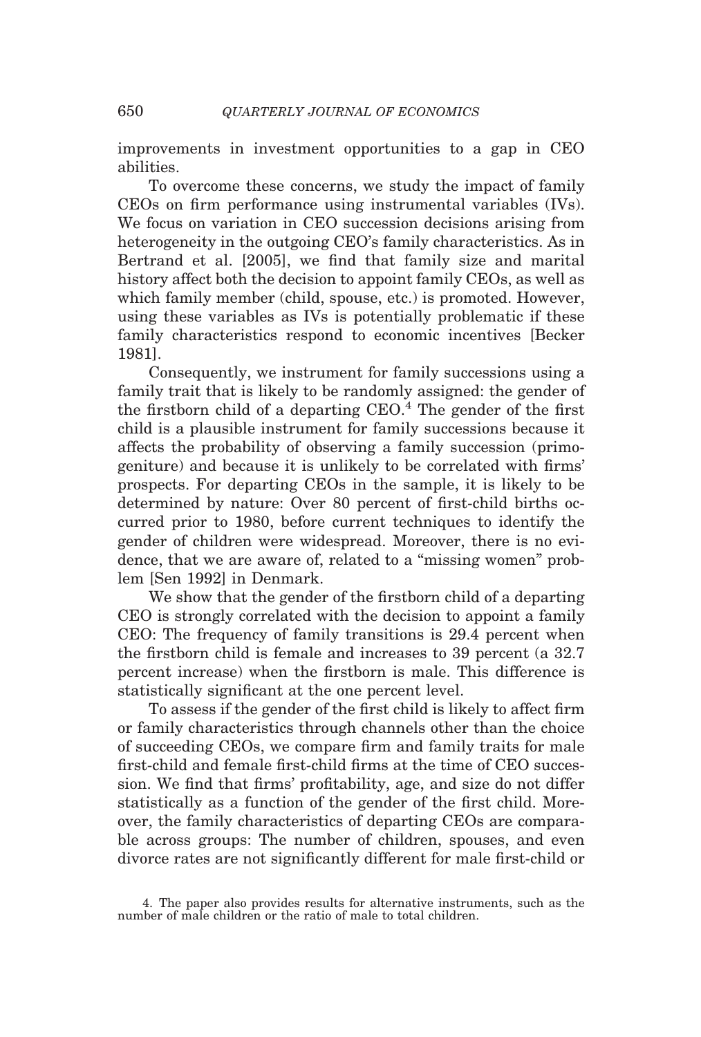improvements in investment opportunities to a gap in CEO abilities.

To overcome these concerns, we study the impact of family CEOs on firm performance using instrumental variables (IVs). We focus on variation in CEO succession decisions arising from heterogeneity in the outgoing CEO's family characteristics. As in Bertrand et al. [2005], we find that family size and marital history affect both the decision to appoint family CEOs, as well as which family member (child, spouse, etc.) is promoted. However, using these variables as IVs is potentially problematic if these family characteristics respond to economic incentives [Becker 1981].

Consequently, we instrument for family successions using a family trait that is likely to be randomly assigned: the gender of the firstborn child of a departing CEO.[4] The gender of the first child is a plausible instrument for family successions because it affects the probability of observing a family succession (primogeniture) and because it is unlikely to be correlated with firms' prospects. For departing CEOs in the sample, it is likely to be determined by nature: Over 80 percent of first-child births occurred prior to 1980, before current techniques to identify the gender of children were widespread. Moreover, there is no evidence, that we are aware of, related to a "missing women" problem [Sen 1992] in Denmark.

We show that the gender of the firstborn child of a departing CEO is strongly correlated with the decision to appoint a family CEO: The frequency of family transitions is 29.4 percent when the firstborn child is female and increases to 39 percent (a 32.7 percent increase) when the firstborn is male. This difference is statistically significant at the one percent level.

To assess if the gender of the first child is likely to affect firm or family characteristics through channels other than the choice of succeeding CEOs, we compare firm and family traits for male first-child and female first-child firms at the time of CEO succession. We find that firms' profitability, age, and size do not differ statistically as a function of the gender of the first child. Moreover, the family characteristics of departing CEOs are comparable across groups: The number of children, spouses, and even divorce rates are not significantly different for male first-child or

4. The paper also provides results for alternative instruments, such as the number of male children or the ratio of male to total children.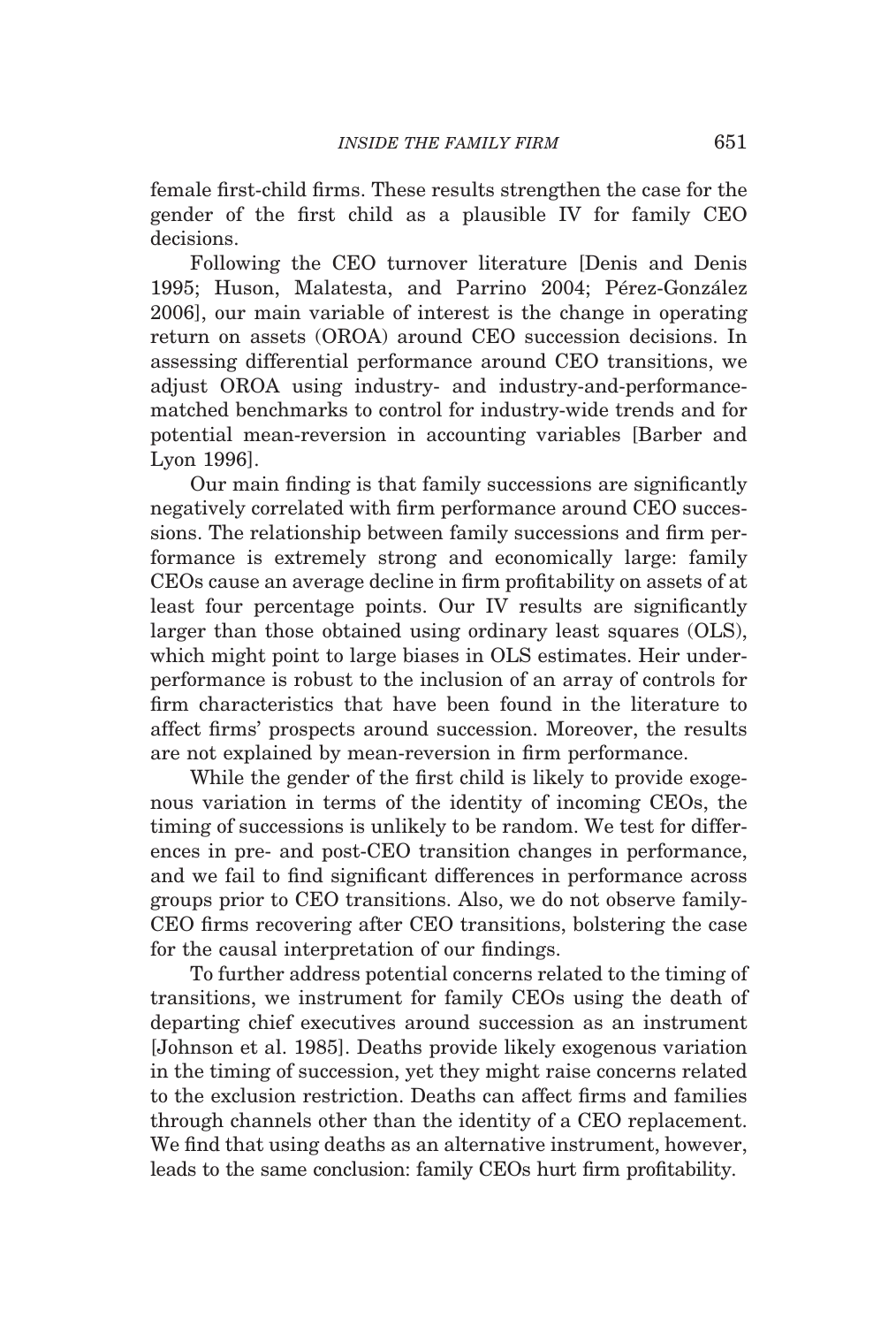female first-child firms. These results strengthen the case for the gender of the first child as a plausible IV for family CEO decisions.

Following the CEO turnover literature [Denis and Denis 1995; Huson, Malatesta, and Parrino 2004; Pérez-González 2006], our main variable of interest is the change in operating return on assets (OROA) around CEO succession decisions. In assessing differential performance around CEO transitions, we adjust OROA using industry- and industry-and-performance-matched benchmarks to control for industry-wide trends and for potential mean-reversion in accounting variables [Barber and Lyon 1996].

Our main finding is that family successions are significantly negatively correlated with firm performance around CEO successions. The relationship between family successions and firm performance is extremely strong and economically large: family CEOs cause an average decline in firm profitability on assets of at least four percentage points. Our IV results are significantly larger than those obtained using ordinary least squares (OLS), which might point to large biases in OLS estimates. Heir underperformance is robust to the inclusion of an array of controls for firm characteristics that have been found in the literature to affect firms' prospects around succession. Moreover, the results are not explained by mean-reversion in firm performance.

While the gender of the first child is likely to provide exogenous variation in terms of the identity of incoming CEOs, the timing of successions is unlikely to be random. We test for differences in pre- and post-CEO transition changes in performance, and we fail to find significant differences in performance across groups prior to CEO transitions. Also, we do not observe family-CEO firms recovering after CEO transitions, bolstering the case for the causal interpretation of our findings.

To further address potential concerns related to the timing of transitions, we instrument for family CEOs using the death of departing chief executives around succession as an instrument [Johnson et al. 1985]. Deaths provide likely exogenous variation in the timing of succession, yet they might raise concerns related to the exclusion restriction. Deaths can affect firms and families through channels other than the identity of a CEO replacement. We find that using deaths as an alternative instrument, however, leads to the same conclusion: family CEOs hurt firm profitability.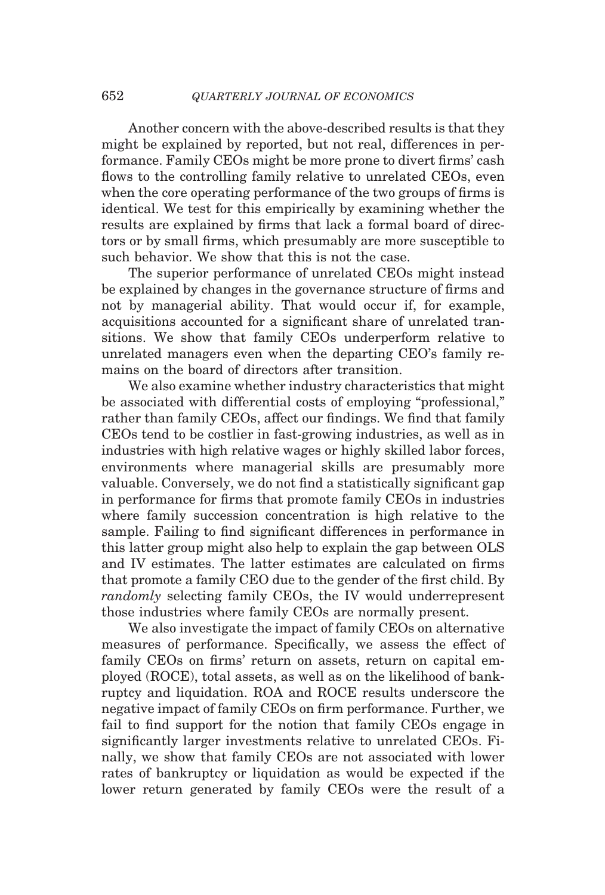Another concern with the above-described results is that they might be explained by reported, but not real, differences in performance. Family CEOs might be more prone to divert firms' cash flows to the controlling family relative to unrelated CEOs, even when the core operating performance of the two groups of firms is identical. We test for this empirically by examining whether the results are explained by firms that lack a formal board of directors or by small firms, which presumably are more susceptible to such behavior. We show that this is not the case.

The superior performance of unrelated CEOs might instead be explained by changes in the governance structure of firms and not by managerial ability. That would occur if, for example, acquisitions accounted for a significant share of unrelated transitions. We show that family CEOs underperform relative to unrelated managers even when the departing CEO's family remains on the board of directors after transition.

We also examine whether industry characteristics that might be associated with differential costs of employing "professional," rather than family CEOs, affect our findings. We find that family CEOs tend to be costlier in fast-growing industries, as well as in industries with high relative wages or highly skilled labor forces, environments where managerial skills are presumably more valuable. Conversely, we do not find a statistically significant gap in performance for firms that promote family CEOs in industries where family succession concentration is high relative to the sample. Failing to find significant differences in performance in this latter group might also help to explain the gap between OLS and IV estimates. The latter estimates are calculated on firms that promote a family CEO due to the gender of the first child. By *randomly* selecting family CEOs, the IV would underrepresent those industries where family CEOs are normally present.

We also investigate the impact of family CEOs on alternative measures of performance. Specifically, we assess the effect of family CEOs on firms' return on assets, return on capital employed (ROCE), total assets, as well as on the likelihood of bankruptcy and liquidation. ROA and ROCE results underscore the negative impact of family CEOs on firm performance. Further, we fail to find support for the notion that family CEOs engage in significantly larger investments relative to unrelated CEOs. Finally, we show that family CEOs are not associated with lower rates of bankruptcy or liquidation as would be expected if the lower return generated by family CEOs were the result of a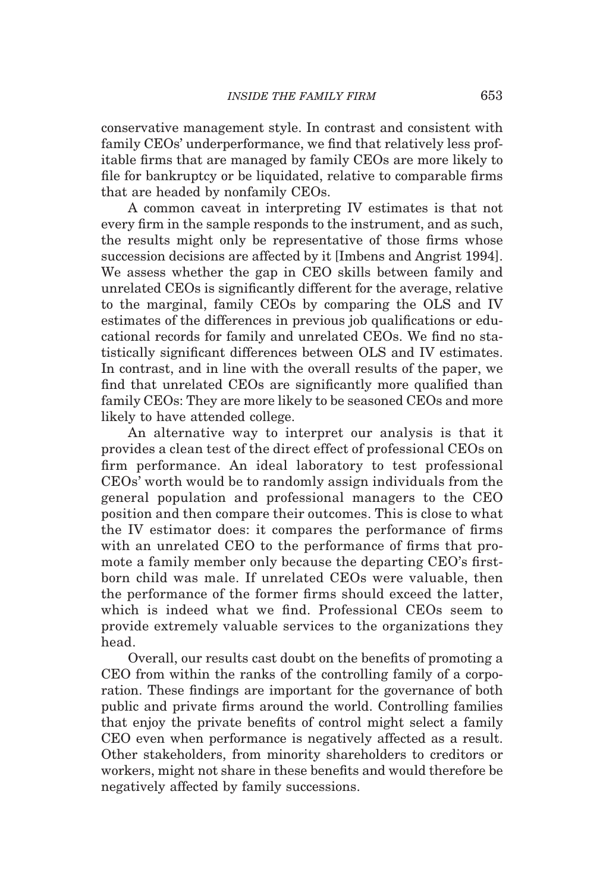conservative management style. In contrast and consistent with family CEOs' underperformance, we find that relatively less profitable firms that are managed by family CEOs are more likely to file for bankruptcy or be liquidated, relative to comparable firms that are headed by nonfamily CEOs.

A common caveat in interpreting IV estimates is that not every firm in the sample responds to the instrument, and as such, the results might only be representative of those firms whose succession decisions are affected by it [Imbens and Angrist 1994]. We assess whether the gap in CEO skills between family and unrelated CEOs is significantly different for the average, relative to the marginal, family CEOs by comparing the OLS and IV estimates of the differences in previous job qualifications or educational records for family and unrelated CEOs. We find no statistically significant differences between OLS and IV estimates. In contrast, and in line with the overall results of the paper, we find that unrelated CEOs are significantly more qualified than family CEOs: They are more likely to be seasoned CEOs and more likely to have attended college.

An alternative way to interpret our analysis is that it provides a clean test of the direct effect of professional CEOs on firm performance. An ideal laboratory to test professional CEOs' worth would be to randomly assign individuals from the general population and professional managers to the CEO position and then compare their outcomes. This is close to what the IV estimator does: it compares the performance of firms with an unrelated CEO to the performance of firms that promote a family member only because the departing CEO's first-born child was male. If unrelated CEOs were valuable, then the performance of the former firms should exceed the latter, which is indeed what we find. Professional CEOs seem to provide extremely valuable services to the organizations they head.

Overall, our results cast doubt on the benefits of promoting a CEO from within the ranks of the controlling family of a corporation. These findings are important for the governance of both public and private firms around the world. Controlling families that enjoy the private benefits of control might select a family CEO even when performance is negatively affected as a result. Other stakeholders, from minority shareholders to creditors or workers, might not share in these benefits and would therefore be negatively affected by family successions.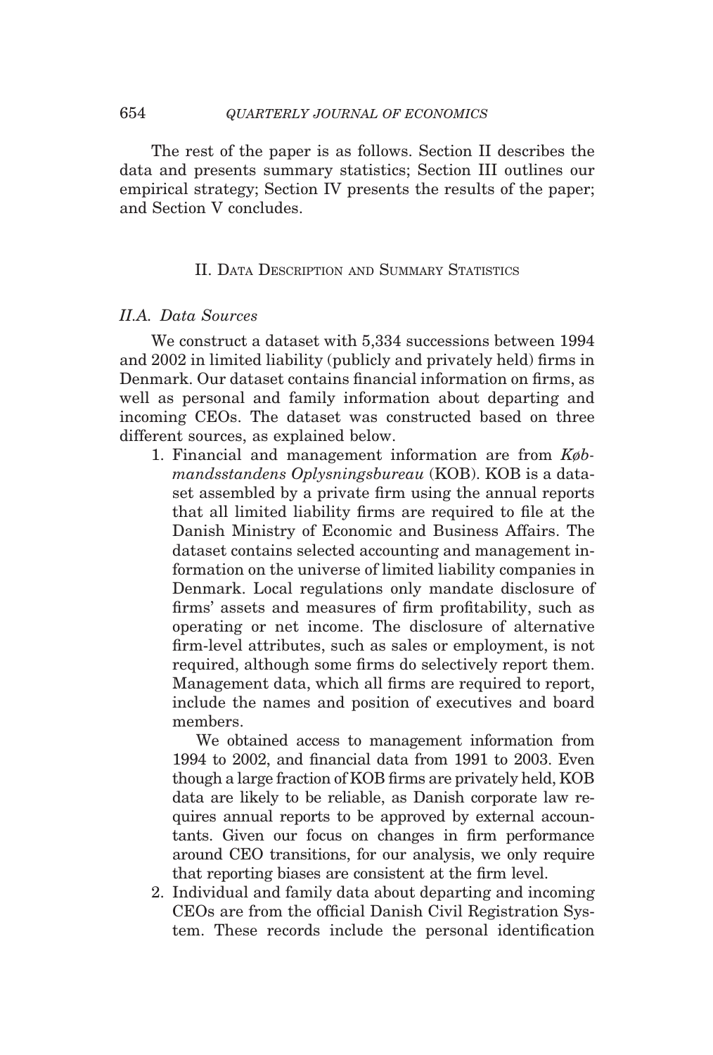The rest of the paper is as follows. Section II describes the data and presents summary statistics; Section III outlines our empirical strategy; Section IV presents the results of the paper; and Section V concludes.

## II. Data Description and Summary Statistics

### *II.A. Data Sources*

We construct a dataset with 5,334 successions between 1994 and 2002 in limited liability (publicly and privately held) firms in Denmark. Our dataset contains financial information on firms, as well as personal and family information about departing and incoming CEOs. The dataset was constructed based on three different sources, as explained below.

1. Financial and management information are from *Købmandsstandens Oplysningsbureau* (KOB). KOB is a dataset assembled by a private firm using the annual reports that all limited liability firms are required to file at the Danish Ministry of Economic and Business Affairs. The dataset contains selected accounting and management information on the universe of limited liability companies in Denmark. Local regulations only mandate disclosure of firms' assets and measures of firm profitability, such as operating or net income. The disclosure of alternative firm-level attributes, such as sales or employment, is not required, although some firms do selectively report them. Management data, which all firms are required to report, include the names and position of executives and board members.

   We obtained access to management information from 1994 to 2002, and financial data from 1991 to 2003. Even though a large fraction of KOB firms are privately held, KOB data are likely to be reliable, as Danish corporate law requires annual reports to be approved by external accountants. Given our focus on changes in firm performance around CEO transitions, for our analysis, we only require that reporting biases are consistent at the firm level.

2. Individual and family data about departing and incoming CEOs are from the official Danish Civil Registration System. These records include the personal identification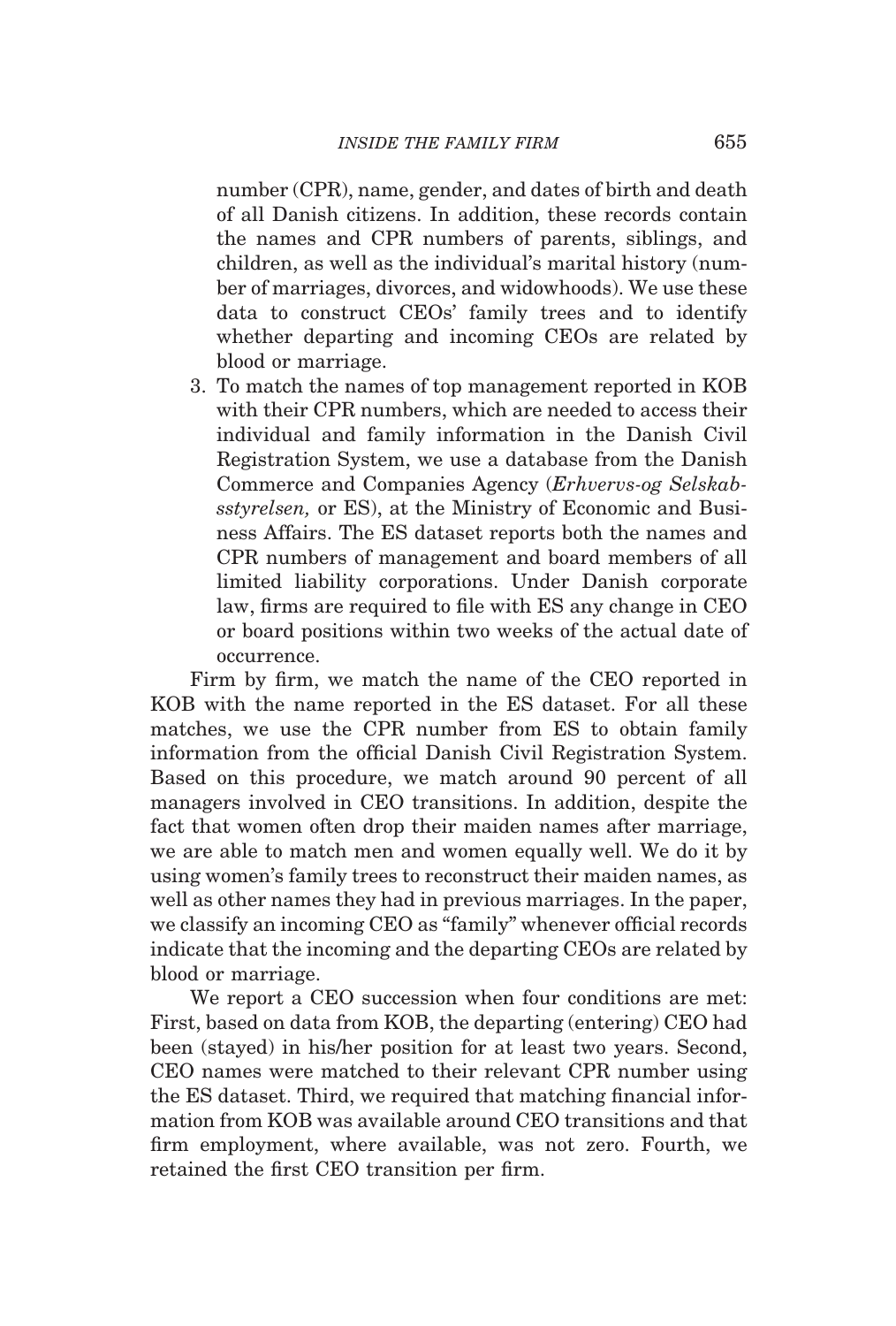number (CPR), name, gender, and dates of birth and death of all Danish citizens. In addition, these records contain the names and CPR numbers of parents, siblings, and children, as well as the individual's marital history (number of marriages, divorces, and widowhoods). We use these data to construct CEOs' family trees and to identify whether departing and incoming CEOs are related by blood or marriage.

3. To match the names of top management reported in KOB with their CPR numbers, which are needed to access their individual and family information in the Danish Civil Registration System, we use a database from the Danish Commerce and Companies Agency (*Erhvervs-og Selskabsstyrelsen,* or ES), at the Ministry of Economic and Business Affairs. The ES dataset reports both the names and CPR numbers of management and board members of all limited liability corporations. Under Danish corporate law, firms are required to file with ES any change in CEO or board positions within two weeks of the actual date of occurrence.

Firm by firm, we match the name of the CEO reported in KOB with the name reported in the ES dataset. For all these matches, we use the CPR number from ES to obtain family information from the official Danish Civil Registration System. Based on this procedure, we match around 90 percent of all managers involved in CEO transitions. In addition, despite the fact that women often drop their maiden names after marriage, we are able to match men and women equally well. We do it by using women's family trees to reconstruct their maiden names, as well as other names they had in previous marriages. In the paper, we classify an incoming CEO as "family" whenever official records indicate that the incoming and the departing CEOs are related by blood or marriage.

We report a CEO succession when four conditions are met: First, based on data from KOB, the departing (entering) CEO had been (stayed) in his/her position for at least two years. Second, CEO names were matched to their relevant CPR number using the ES dataset. Third, we required that matching financial information from KOB was available around CEO transitions and that firm employment, where available, was not zero. Fourth, we retained the first CEO transition per firm.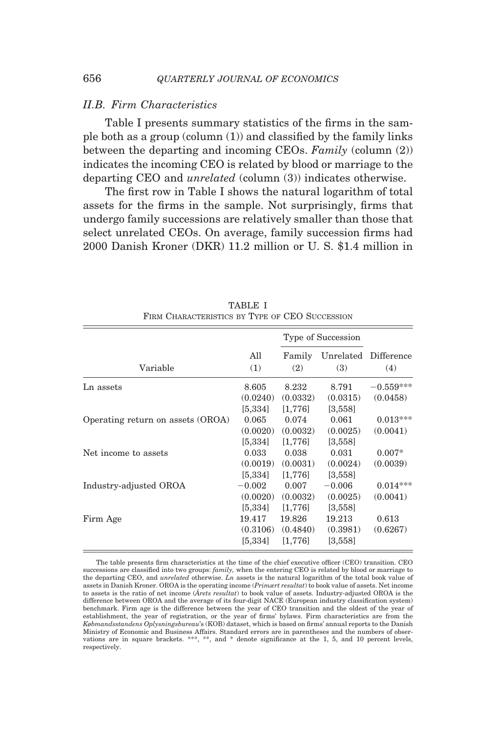### II.B. Firm Characteristics

Table I presents summary statistics of the firms in the sample both as a group (column (1)) and classified by the family links between the departing and incoming CEOs. *Family* (column (2)) indicates the incoming CEO is related by blood or marriage to the departing CEO and *unrelated* (column (3)) indicates otherwise.

The first row in Table I shows the natural logarithm of total assets for the firms in the sample. Not surprisingly, firms that undergo family successions are relatively smaller than those that select unrelated CEOs. On average, family succession firms had 2000 Danish Kroner (DKR) 11.2 million or U. S. $1.4 million in

TABLE I
FIRM CHARACTERISTICS BY TYPE OF CEO SUCCESSION

| | | Type of Succession | | |
|---|---|---|---|---|
| Variable | All (1) | Family (2) | Unrelated (3) | Difference (4) |
| Ln assets | 8.605 | 8.232 | 8.791 | −0.559*** |
| | (0.0240) | (0.0332) | (0.0315) | (0.0458) |
| | [5,334] | [1,776] | [3,558] | |
| Operating return on assets (OROA) | 0.065 | 0.074 | 0.061 | 0.013*** |
| | (0.0020) | (0.0032) | (0.0025) | (0.0041) |
| | [5,334] | [1,776] | [3,558] | |
| Net income to assets | 0.033 | 0.038 | 0.031 | 0.007* |
| | (0.0019) | (0.0031) | (0.0024) | (0.0039) |
| | [5,334] | [1,776] | [3,558] | |
| Industry-adjusted OROA | −0.002 | 0.007 | −0.006 | 0.014*** |
| | (0.0020) | (0.0032) | (0.0025) | (0.0041) |
| | [5,334] | [1,776] | [3,558] | |
| Firm Age | 19.417 | 19.826 | 19.213 | 0.613 |
| | (0.3106) | (0.4840) | (0.3981) | (0.6267) |
| | [5,334] | [1,776] | [3,558] | |

The table presents firm characteristics at the time of the chief executive officer (CEO) transition. CEO successions are classified into two groups: *family,* when the entering CEO is related by blood or marriage to the departing CEO, and *unrelated* otherwise. *Ln* assets is the natural logarithm of the total book value of assets in Danish Kroner. OROA is the operating income (*Primært resultat*) to book value of assets. Net income to assets is the ratio of net income (*Årets resultat*) to book value of assets. Industry-adjusted OROA is the difference between OROA and the average of its four-digit NACE (European industry classification system) benchmark. Firm age is the difference between the year of CEO transition and the oldest of the year of establishment, the year of registration, or the year of firms' bylaws. Firm characteristics are from the *Købmandsstandens Oplysningsbureau*'s (KOB) dataset, which is based on firms' annual reports to the Danish Ministry of Economic and Business Affairs. Standard errors are in parentheses and the numbers of observations are in square brackets. ***, **, and * denote significance at the 1, 5, and 10 percent levels, respectively.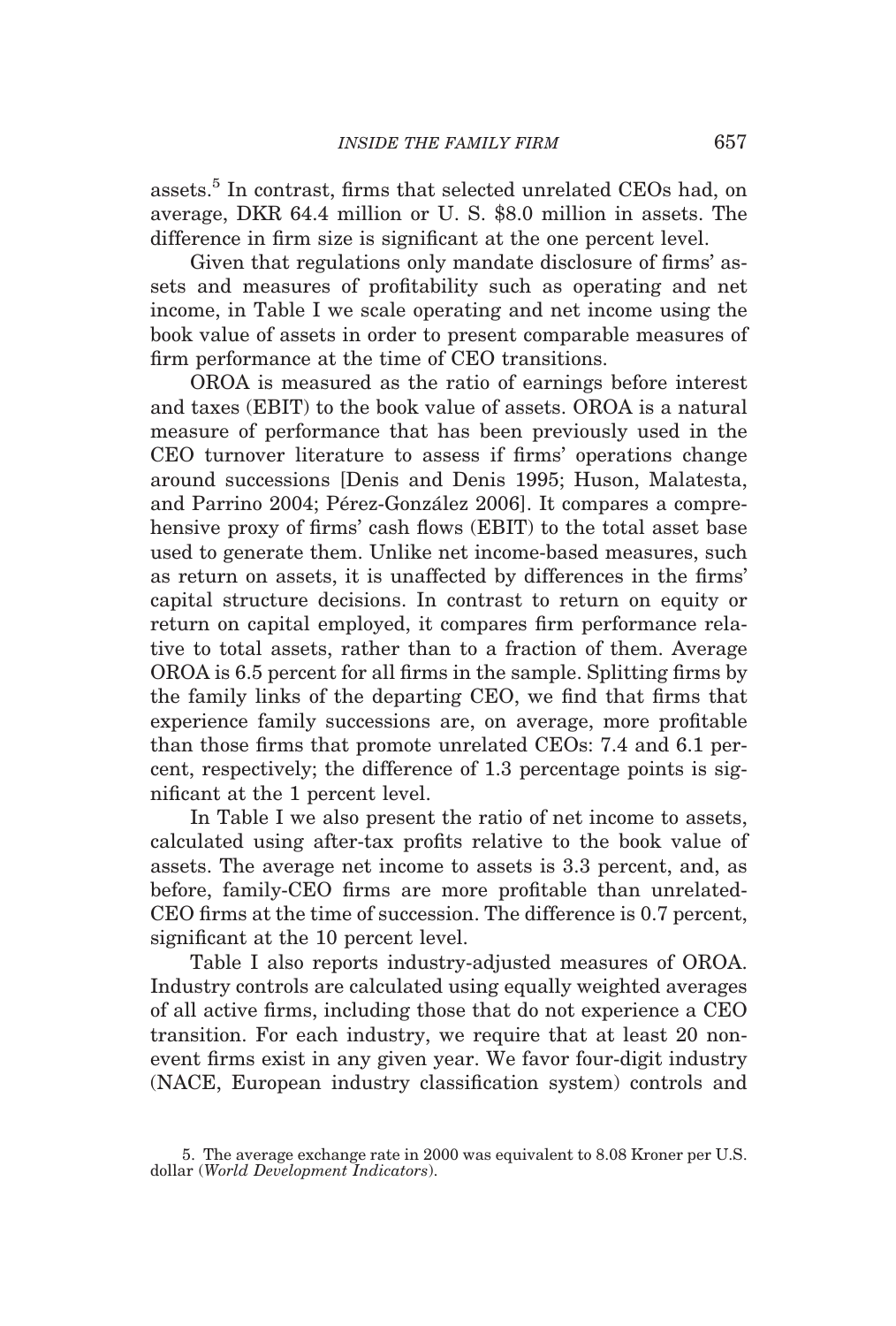assets.[5] In contrast, firms that selected unrelated CEOs had, on average, DKR 64.4 million or U. S. $8.0 million in assets. The difference in firm size is significant at the one percent level.

Given that regulations only mandate disclosure of firms' assets and measures of profitability such as operating and net income, in Table I we scale operating and net income using the book value of assets in order to present comparable measures of firm performance at the time of CEO transitions.

OROA is measured as the ratio of earnings before interest and taxes (EBIT) to the book value of assets. OROA is a natural measure of performance that has been previously used in the CEO turnover literature to assess if firms' operations change around successions [Denis and Denis 1995; Huson, Malatesta, and Parrino 2004; Pérez-González 2006]. It compares a comprehensive proxy of firms' cash flows (EBIT) to the total asset base used to generate them. Unlike net income-based measures, such as return on assets, it is unaffected by differences in the firms' capital structure decisions. In contrast to return on equity or return on capital employed, it compares firm performance relative to total assets, rather than to a fraction of them. Average OROA is 6.5 percent for all firms in the sample. Splitting firms by the family links of the departing CEO, we find that firms that experience family successions are, on average, more profitable than those firms that promote unrelated CEOs: 7.4 and 6.1 percent, respectively; the difference of 1.3 percentage points is significant at the 1 percent level.

In Table I we also present the ratio of net income to assets, calculated using after-tax profits relative to the book value of assets. The average net income to assets is 3.3 percent, and, as before, family-CEO firms are more profitable than unrelated-CEO firms at the time of succession. The difference is 0.7 percent, significant at the 10 percent level.

Table I also reports industry-adjusted measures of OROA. Industry controls are calculated using equally weighted averages of all active firms, including those that do not experience a CEO transition. For each industry, we require that at least 20 non-event firms exist in any given year. We favor four-digit industry (NACE, European industry classification system) controls and

5. The average exchange rate in 2000 was equivalent to 8.08 Kroner per U.S. dollar (*World Development Indicators*).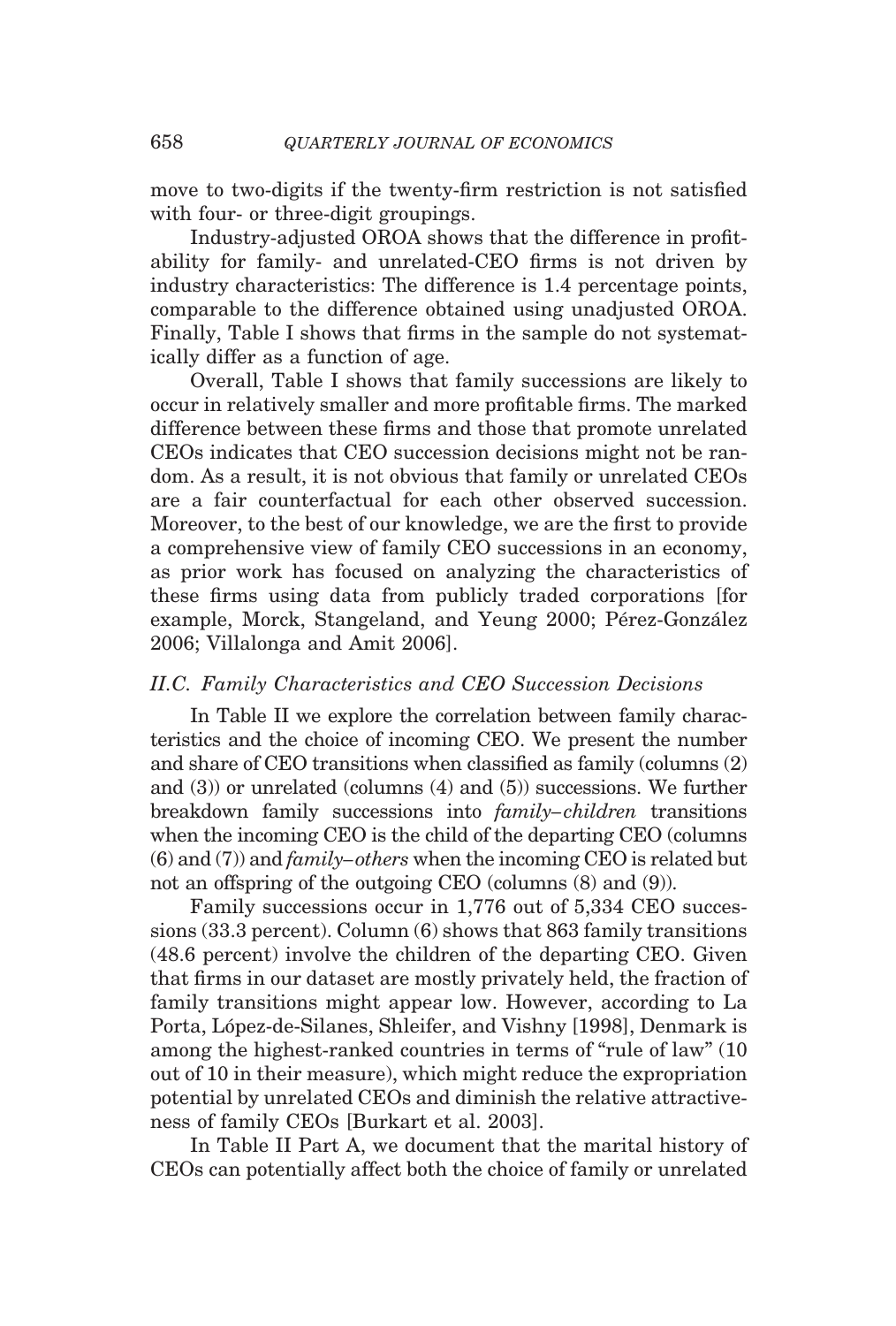move to two-digits if the twenty-firm restriction is not satisfied with four- or three-digit groupings.

Industry-adjusted OROA shows that the difference in profitability for family- and unrelated-CEO firms is not driven by industry characteristics: The difference is 1.4 percentage points, comparable to the difference obtained using unadjusted OROA. Finally, Table I shows that firms in the sample do not systematically differ as a function of age.

Overall, Table I shows that family successions are likely to occur in relatively smaller and more profitable firms. The marked difference between these firms and those that promote unrelated CEOs indicates that CEO succession decisions might not be random. As a result, it is not obvious that family or unrelated CEOs are a fair counterfactual for each other observed succession. Moreover, to the best of our knowledge, we are the first to provide a comprehensive view of family CEO successions in an economy, as prior work has focused on analyzing the characteristics of these firms using data from publicly traded corporations [for example, Morck, Stangeland, and Yeung 2000; Pérez-González 2006; Villalonga and Amit 2006].

### *II.C. Family Characteristics and CEO Succession Decisions*

In Table II we explore the correlation between family characteristics and the choice of incoming CEO. We present the number and share of CEO transitions when classified as family (columns (2) and (3)) or unrelated (columns (4) and (5)) successions. We further breakdown family successions into *family–children* transitions when the incoming CEO is the child of the departing CEO (columns (6) and (7)) and *family–others* when the incoming CEO is related but not an offspring of the outgoing CEO (columns (8) and (9)).

Family successions occur in 1,776 out of 5,334 CEO successions (33.3 percent). Column (6) shows that 863 family transitions (48.6 percent) involve the children of the departing CEO. Given that firms in our dataset are mostly privately held, the fraction of family transitions might appear low. However, according to La Porta, López-de-Silanes, Shleifer, and Vishny [1998], Denmark is among the highest-ranked countries in terms of "rule of law" (10 out of 10 in their measure), which might reduce the expropriation potential by unrelated CEOs and diminish the relative attractiveness of family CEOs [Burkart et al. 2003].

In Table II Part A, we document that the marital history of CEOs can potentially affect both the choice of family or unrelated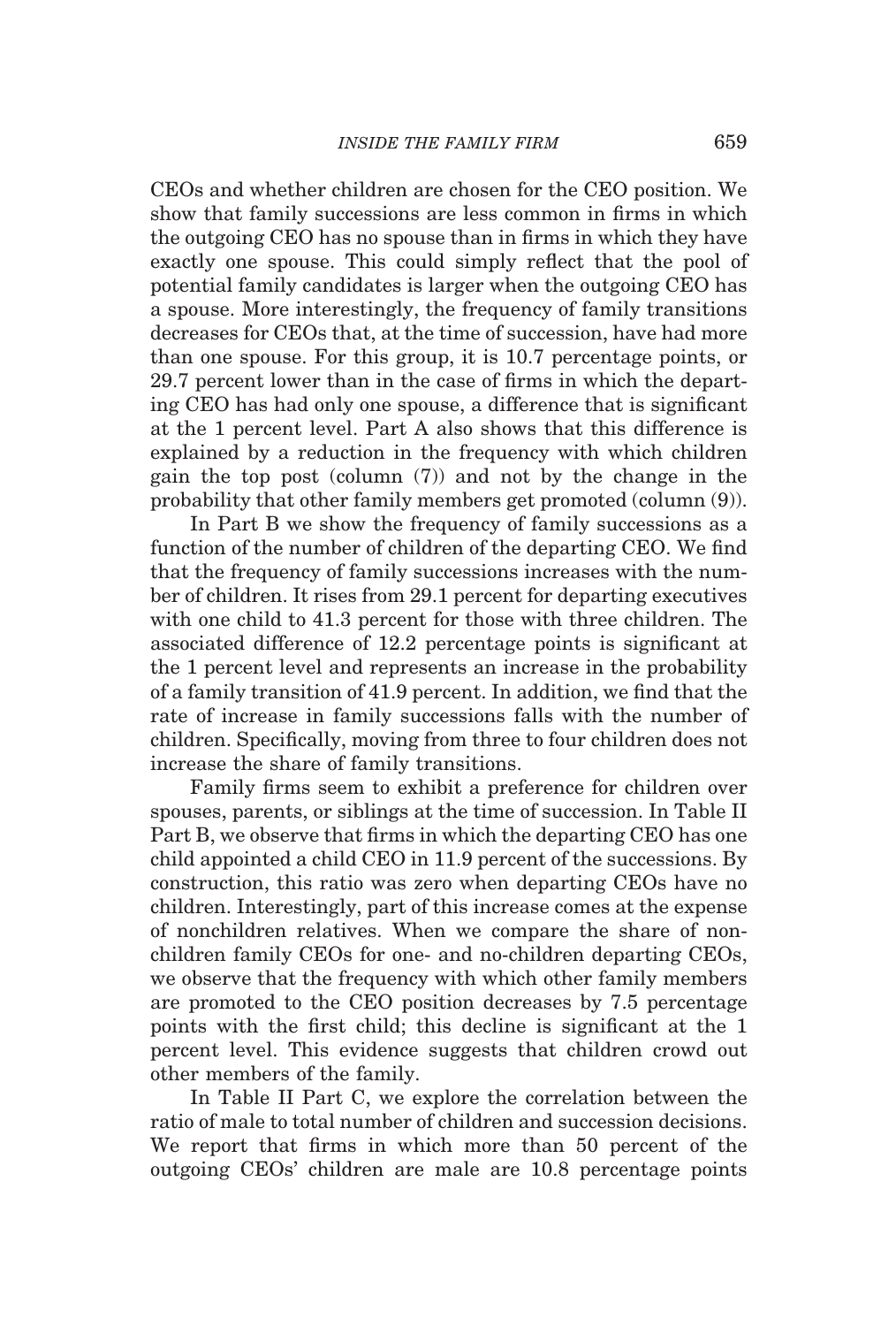CEOs and whether children are chosen for the CEO position. We show that family successions are less common in firms in which the outgoing CEO has no spouse than in firms in which they have exactly one spouse. This could simply reflect that the pool of potential family candidates is larger when the outgoing CEO has a spouse. More interestingly, the frequency of family transitions decreases for CEOs that, at the time of succession, have had more than one spouse. For this group, it is 10.7 percentage points, or 29.7 percent lower than in the case of firms in which the departing CEO has had only one spouse, a difference that is significant at the 1 percent level. Part A also shows that this difference is explained by a reduction in the frequency with which children gain the top post (column (7)) and not by the change in the probability that other family members get promoted (column (9)).

In Part B we show the frequency of family successions as a function of the number of children of the departing CEO. We find that the frequency of family successions increases with the number of children. It rises from 29.1 percent for departing executives with one child to 41.3 percent for those with three children. The associated difference of 12.2 percentage points is significant at the 1 percent level and represents an increase in the probability of a family transition of 41.9 percent. In addition, we find that the rate of increase in family successions falls with the number of children. Specifically, moving from three to four children does not increase the share of family transitions.

Family firms seem to exhibit a preference for children over spouses, parents, or siblings at the time of succession. In Table II Part B, we observe that firms in which the departing CEO has one child appointed a child CEO in 11.9 percent of the successions. By construction, this ratio was zero when departing CEOs have no children. Interestingly, part of this increase comes at the expense of nonchildren relatives. When we compare the share of nonchildren family CEOs for one- and no-children departing CEOs, we observe that the frequency with which other family members are promoted to the CEO position decreases by 7.5 percentage points with the first child; this decline is significant at the 1 percent level. This evidence suggests that children crowd out other members of the family.

In Table II Part C, we explore the correlation between the ratio of male to total number of children and succession decisions. We report that firms in which more than 50 percent of the outgoing CEOs' children are male are 10.8 percentage points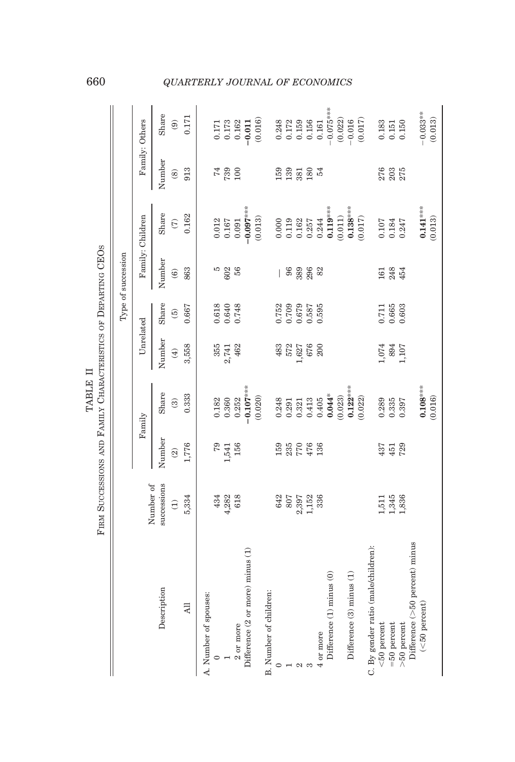TABLE II

FIRM SUCCESSIONS AND FAMILY CHARACTERISTICS OF DEPARTING CEOS

| Description | Number of successions | Type of succession: Family | | Unrelated | | Family: Children | | Family: Others | |
|---|---|---|---|---|---|---|---|---|---|
| | | Number | Share | Number | Share | Number | Share | Number | Share |
| | (1) | (2) | (3) | (4) | (5) | (6) | (7) | (8) | (9) |
| All | 5,334 | 1,776 | 0.333 | 3,558 | 0.667 | 863 | 0.162 | 913 | 0.171 |
| A. Number of spouses: | | | | | | | | | |
| 0 | 434 | 79 | 0.182 | 355 | 0.618 | 5 | 0.012 | 74 | 0.171 |
| 1 | 4,282 | 1,541 | 0.360 | 2,741 | 0.640 | 602 | 0.167 | 739 | 0.173 |
| 2 or more | 618 | 156 | 0.252 | 462 | 0.748 | 56 | 0.091 | 100 | 0.162 |
| Difference (2 or more) minus (1) | | | **−0.107**\*\*\* | | | | **−0.097**\*\*\* | | **−0.011** |
| | | | (0.020) | | | | (0.013) | | (0.016) |
| B. Number of children: | | | | | | | | | |
| 0 | 642 | 159 | 0.248 | 483 | 0.752 | — | 0.000 | 159 | 0.248 |
| 1 | 807 | 235 | 0.291 | 572 | 0.709 | 96 | 0.119 | 139 | 0.172 |
| 2 | 2,397 | 770 | 0.321 | 1,627 | 0.679 | 389 | 0.162 | 381 | 0.159 |
| 3 | 1,152 | 476 | 0.413 | 676 | 0.587 | 296 | 0.257 | 180 | 0.156 |
| 4 or more | 336 | 136 | 0.405 | 200 | 0.595 | 82 | 0.244 | 54 | 0.161 |
| Difference (1) minus (0) | | | **0.044**\* | | | | **0.119**\*\*\* | | −0.075\*\*\* |
| | | | (0.023) | | | | (0.011) | | (0.022) |
| Difference (3) minus (1) | | | **0.122**\*\*\* | | | | **0.138**\*\*\* | | −0.016 |
| | | | (0.022) | | | | (0.017) | | (0.017) |
| C. By gender ratio (male/children): | | | | | | | | | |
| <50 percent | 1,511 | 437 | 0.289 | 1,074 | 0.711 | 161 | 0.107 | 276 | 0.183 |
| =50 percent | 1,345 | 451 | 0.335 | 894 | 0.665 | 248 | 0.184 | 203 | 0.151 |
| >50 percent | 1,836 | 729 | 0.397 | 1,107 | 0.603 | 454 | 0.247 | 275 | 0.150 |
| Difference (>50 percent) minus (<50 percent) | | | **0.108**\*\*\* | | | | **0.141**\*\*\* | | −0.033\*\* |
| | | | (0.016) | | | | (0.013) | | (0.013) |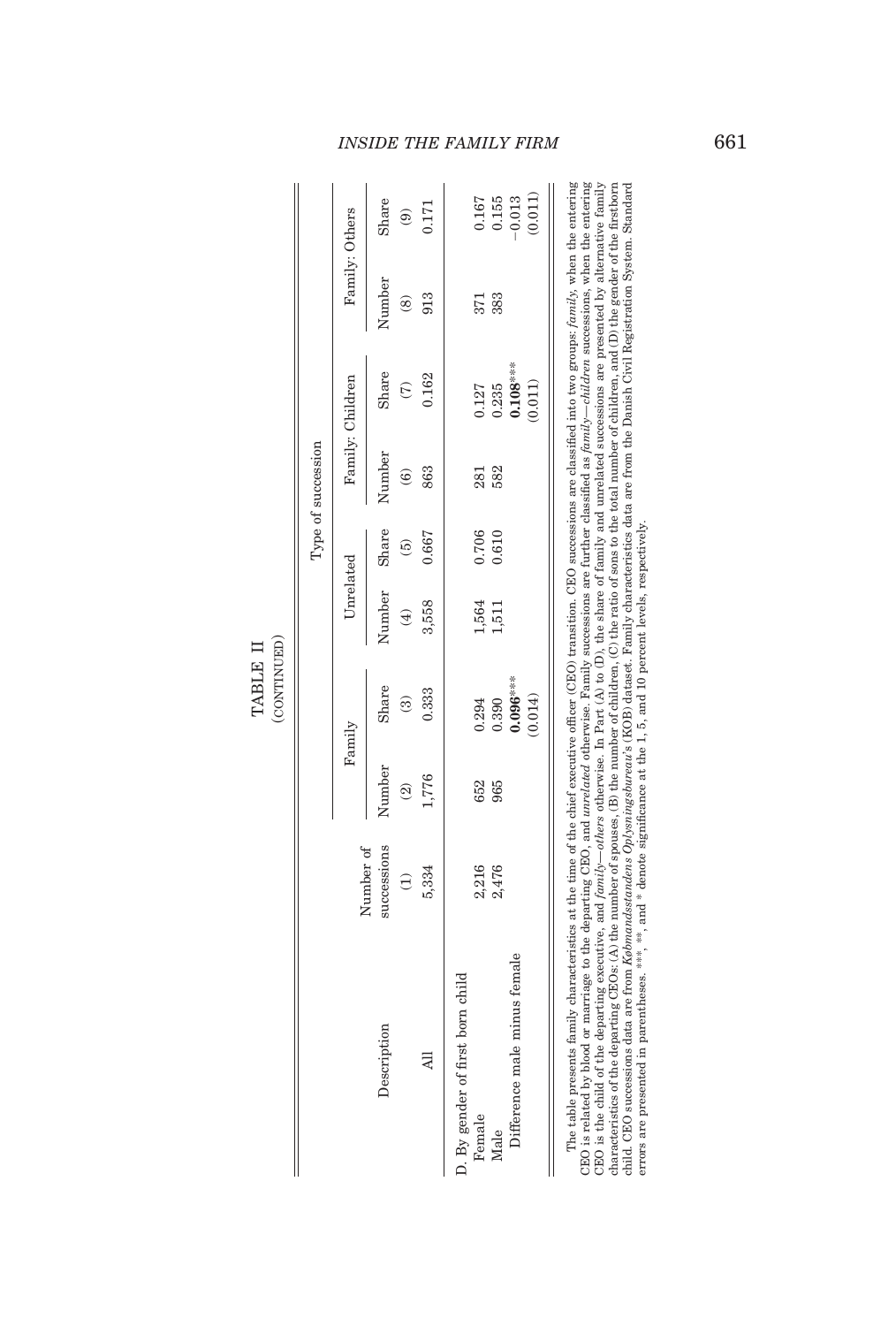TABLE II
(CONTINUED)

| Description | Number of successions | Family | | Unrelated | | Family: Children | | Family: Others | |
|---|---|---|---|---|---|---|---|---|---|
| | | Number | Share | Number | Share | Number | Share | Number | Share |
| | (1) | (2) | (3) | (4) | (5) | (6) | (7) | (8) | (9) |
| All | 5,334 | 1,776 | 0.333 | 3,558 | 0.667 | 863 | 0.162 | 913 | 0.171 |
| D. By gender of first born child | | | | | | | | | |
| Female | 2,216 | 652 | 0.294 | 1,564 | 0.706 | 281 | 0.127 | 371 | 0.167 |
| Male | 2,476 | 965 | 0.390 | 1,511 | 0.610 | 582 | 0.235 | 383 | 0.155 |
| Difference male minus female | | | **0.096***** | | | | **0.108***** | | −0.013 |
| | | | (0.014) | | | | (0.011) | | (0.011) |

The table presents family characteristics at the time of the chief executive officer (CEO) transition. CEO successions are classified into two groups: *family*, when the entering CEO is related by blood or marriage to the departing CEO, and *unrelated* otherwise. Family successions are further classified as *family—children* successions, when the entering CEO is the child of the departing executive, and *family—others* otherwise. In Part (A) to (D), the share of family and unrelated successions are presented by alternative family characteristics of the departing CEOs: (A) the number of spouses, (B) the number of children, (C) the ratio of sons to the total number of children, and (D) the gender of the firstborn child. CEO successions data are from *Købmandsstandens Oplysningsbureau*'s (KOB) dataset. Family characteristics data are from the Danish Civil Registration System. Standard errors are presented in parentheses. ***, **, and * denote significance at the 1, 5, and 10 percent levels, respectively.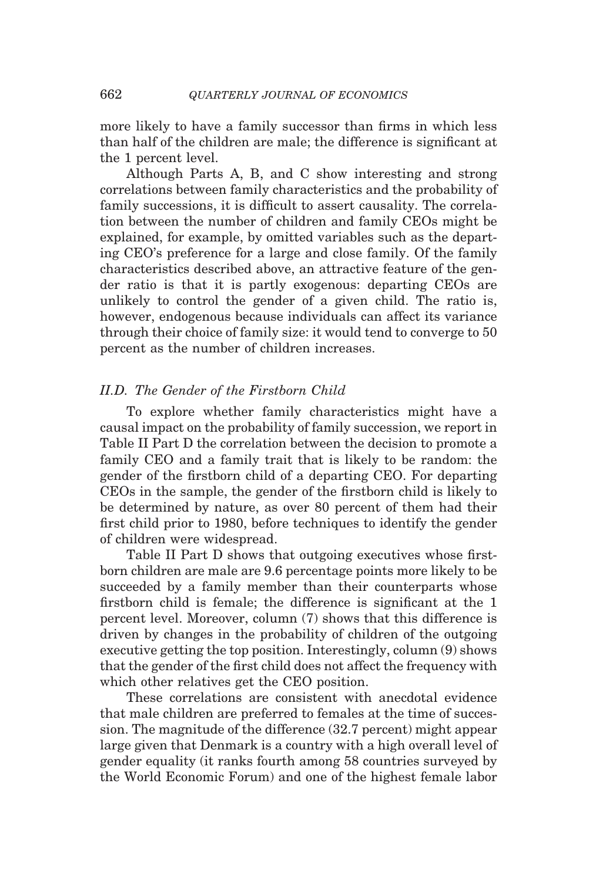more likely to have a family successor than firms in which less than half of the children are male; the difference is significant at the 1 percent level.

Although Parts A, B, and C show interesting and strong correlations between family characteristics and the probability of family successions, it is difficult to assert causality. The correlation between the number of children and family CEOs might be explained, for example, by omitted variables such as the departing CEO's preference for a large and close family. Of the family characteristics described above, an attractive feature of the gender ratio is that it is partly exogenous: departing CEOs are unlikely to control the gender of a given child. The ratio is, however, endogenous because individuals can affect its variance through their choice of family size: it would tend to converge to 50 percent as the number of children increases.

### *II.D. The Gender of the Firstborn Child*

To explore whether family characteristics might have a causal impact on the probability of family succession, we report in Table II Part D the correlation between the decision to promote a family CEO and a family trait that is likely to be random: the gender of the firstborn child of a departing CEO. For departing CEOs in the sample, the gender of the firstborn child is likely to be determined by nature, as over 80 percent of them had their first child prior to 1980, before techniques to identify the gender of children were widespread.

Table II Part D shows that outgoing executives whose firstborn children are male are 9.6 percentage points more likely to be succeeded by a family member than their counterparts whose firstborn child is female; the difference is significant at the 1 percent level. Moreover, column (7) shows that this difference is driven by changes in the probability of children of the outgoing executive getting the top position. Interestingly, column (9) shows that the gender of the first child does not affect the frequency with which other relatives get the CEO position.

These correlations are consistent with anecdotal evidence that male children are preferred to females at the time of succession. The magnitude of the difference (32.7 percent) might appear large given that Denmark is a country with a high overall level of gender equality (it ranks fourth among 58 countries surveyed by the World Economic Forum) and one of the highest female labor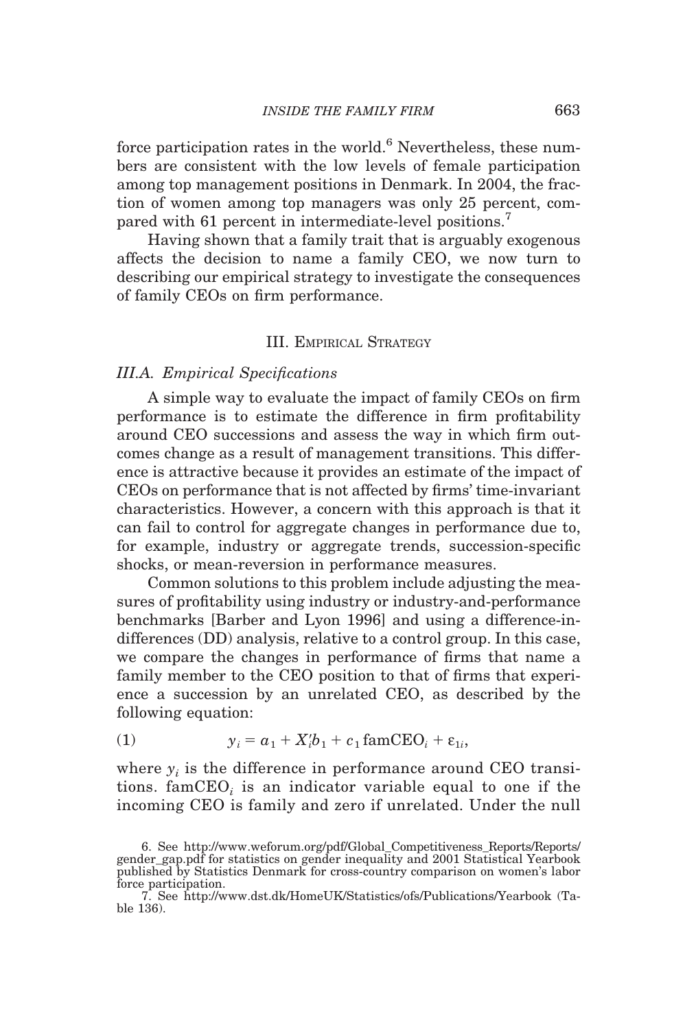force participation rates in the world.[6] Nevertheless, these numbers are consistent with the low levels of female participation among top management positions in Denmark. In 2004, the fraction of women among top managers was only 25 percent, compared with 61 percent in intermediate-level positions.[7]

Having shown that a family trait that is arguably exogenous affects the decision to name a family CEO, we now turn to describing our empirical strategy to investigate the consequences of family CEOs on firm performance.

## III. Empirical Strategy

### III.A. Empirical Specifications

A simple way to evaluate the impact of family CEOs on firm performance is to estimate the difference in firm profitability around CEO successions and assess the way in which firm outcomes change as a result of management transitions. This difference is attractive because it provides an estimate of the impact of CEOs on performance that is not affected by firms' time-invariant characteristics. However, a concern with this approach is that it can fail to control for aggregate changes in performance due to, for example, industry or aggregate trends, succession-specific shocks, or mean-reversion in performance measures.

Common solutions to this problem include adjusting the measures of profitability using industry or industry-and-performance benchmarks [Barber and Lyon 1996] and using a difference-in-differences (DD) analysis, relative to a control group. In this case, we compare the changes in performance of firms that name a family member to the CEO position to that of firms that experience a succession by an unrelated CEO, as described by the following equation:

$$y_i = a_1 + X_i'b_1 + c_1 \, \text{famCEO}_i + \varepsilon_{1i}, \tag{1}$$

where $y_i$ is the difference in performance around CEO transitions. $\text{famCEO}_i$ is an indicator variable equal to one if the incoming CEO is family and zero if unrelated. Under the null

6. See http://www.weforum.org/pdf/Global_Competitiveness_Reports/Reports/gender_gap.pdf for statistics on gender inequality and 2001 Statistical Yearbook published by Statistics Denmark for cross-country comparison on women's labor force participation.

7. See http://www.dst.dk/HomeUK/Statistics/ofs/Publications/Yearbook (Table 136).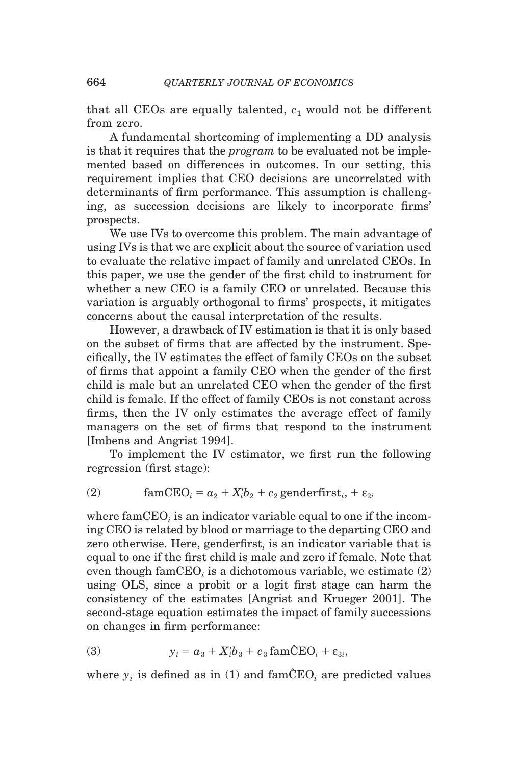that all CEOs are equally talented, $c_1$ would not be different from zero.

A fundamental shortcoming of implementing a DD analysis is that it requires that the *program* to be evaluated not be implemented based on differences in outcomes. In our setting, this requirement implies that CEO decisions are uncorrelated with determinants of firm performance. This assumption is challenging, as succession decisions are likely to incorporate firms' prospects.

We use IVs to overcome this problem. The main advantage of using IVs is that we are explicit about the source of variation used to evaluate the relative impact of family and unrelated CEOs. In this paper, we use the gender of the first child to instrument for whether a new CEO is a family CEO or unrelated. Because this variation is arguably orthogonal to firms' prospects, it mitigates concerns about the causal interpretation of the results.

However, a drawback of IV estimation is that it is only based on the subset of firms that are affected by the instrument. Specifically, the IV estimates the effect of family CEOs on the subset of firms that appoint a family CEO when the gender of the first child is male but an unrelated CEO when the gender of the first child is female. If the effect of family CEOs is not constant across firms, then the IV only estimates the average effect of family managers on the set of firms that respond to the instrument [Imbens and Angrist 1994].

To implement the IV estimator, we first run the following regression (first stage):

$$\text{famCEO}_i = a_2 + X_i'b_2 + c_2\,\text{genderfirst}_i, + \varepsilon_{2i} \tag{2}$$

where $\text{famCEO}_i$ is an indicator variable equal to one if the incoming CEO is related by blood or marriage to the departing CEO and zero otherwise. Here, $\text{genderfirst}_i$ is an indicator variable that is equal to one if the first child is male and zero if female. Note that even though $\text{famCEO}_i$ is a dichotomous variable, we estimate (2) using OLS, since a probit or a logit first stage can harm the consistency of the estimates [Angrist and Krueger 2001]. The second-stage equation estimates the impact of family successions on changes in firm performance:

$$y_i = a_3 + X_i'b_3 + c_3\,\text{fam}\hat{\text{C}}\text{EO}_i + \varepsilon_{3i}, \tag{3}$$

where $y_i$ is defined as in (1) and $\text{fam}\hat{\text{C}}\text{EO}_i$ are predicted values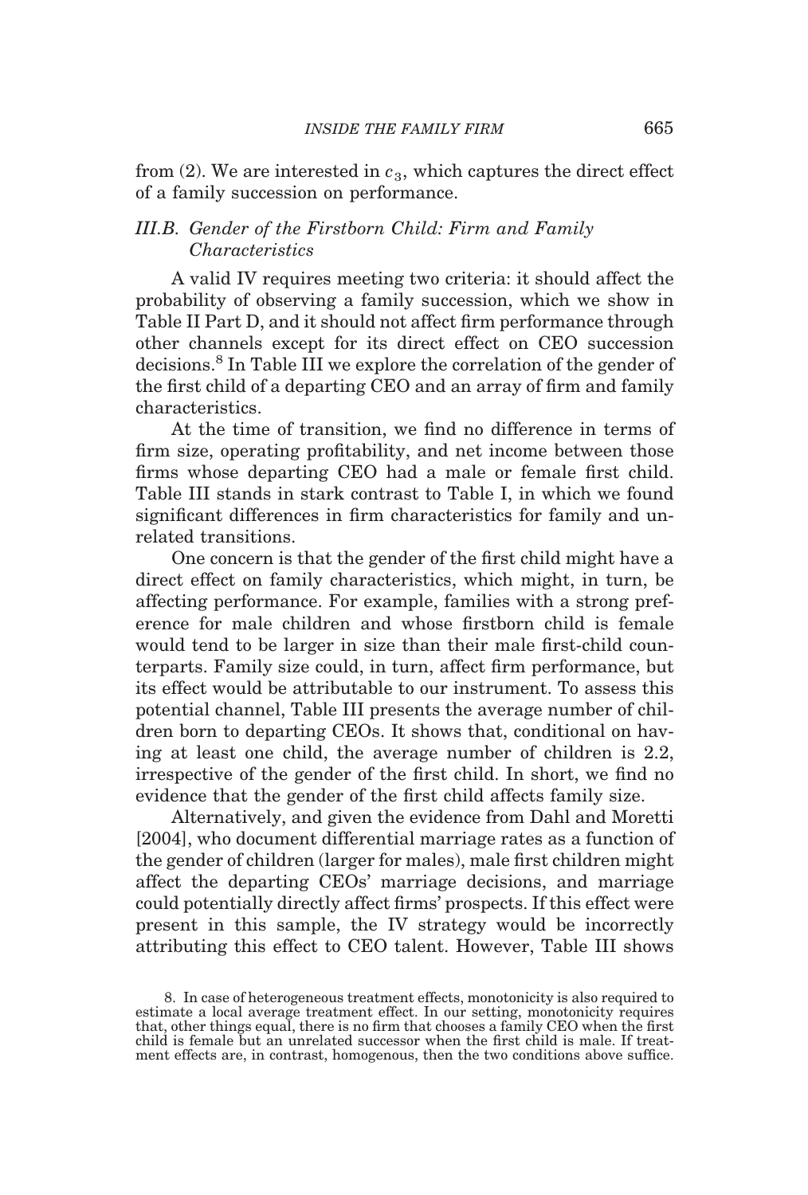from (2). We are interested in $c_3$, which captures the direct effect of a family succession on performance.

### III.B. *Gender of the Firstborn Child: Firm and Family Characteristics*

A valid IV requires meeting two criteria: it should affect the probability of observing a family succession, which we show in Table II Part D, and it should not affect firm performance through other channels except for its direct effect on CEO succession decisions.[8] In Table III we explore the correlation of the gender of the first child of a departing CEO and an array of firm and family characteristics.

At the time of transition, we find no difference in terms of firm size, operating profitability, and net income between those firms whose departing CEO had a male or female first child. Table III stands in stark contrast to Table I, in which we found significant differences in firm characteristics for family and unrelated transitions.

One concern is that the gender of the first child might have a direct effect on family characteristics, which might, in turn, be affecting performance. For example, families with a strong preference for male children and whose firstborn child is female would tend to be larger in size than their male first-child counterparts. Family size could, in turn, affect firm performance, but its effect would be attributable to our instrument. To assess this potential channel, Table III presents the average number of children born to departing CEOs. It shows that, conditional on having at least one child, the average number of children is 2.2, irrespective of the gender of the first child. In short, we find no evidence that the gender of the first child affects family size.

Alternatively, and given the evidence from Dahl and Moretti [2004], who document differential marriage rates as a function of the gender of children (larger for males), male first children might affect the departing CEOs' marriage decisions, and marriage could potentially directly affect firms' prospects. If this effect were present in this sample, the IV strategy would be incorrectly attributing this effect to CEO talent. However, Table III shows

8. In case of heterogeneous treatment effects, monotonicity is also required to estimate a local average treatment effect. In our setting, monotonicity requires that, other things equal, there is no firm that chooses a family CEO when the first child is female but an unrelated successor when the first child is male. If treatment effects are, in contrast, homogenous, then the two conditions above suffice.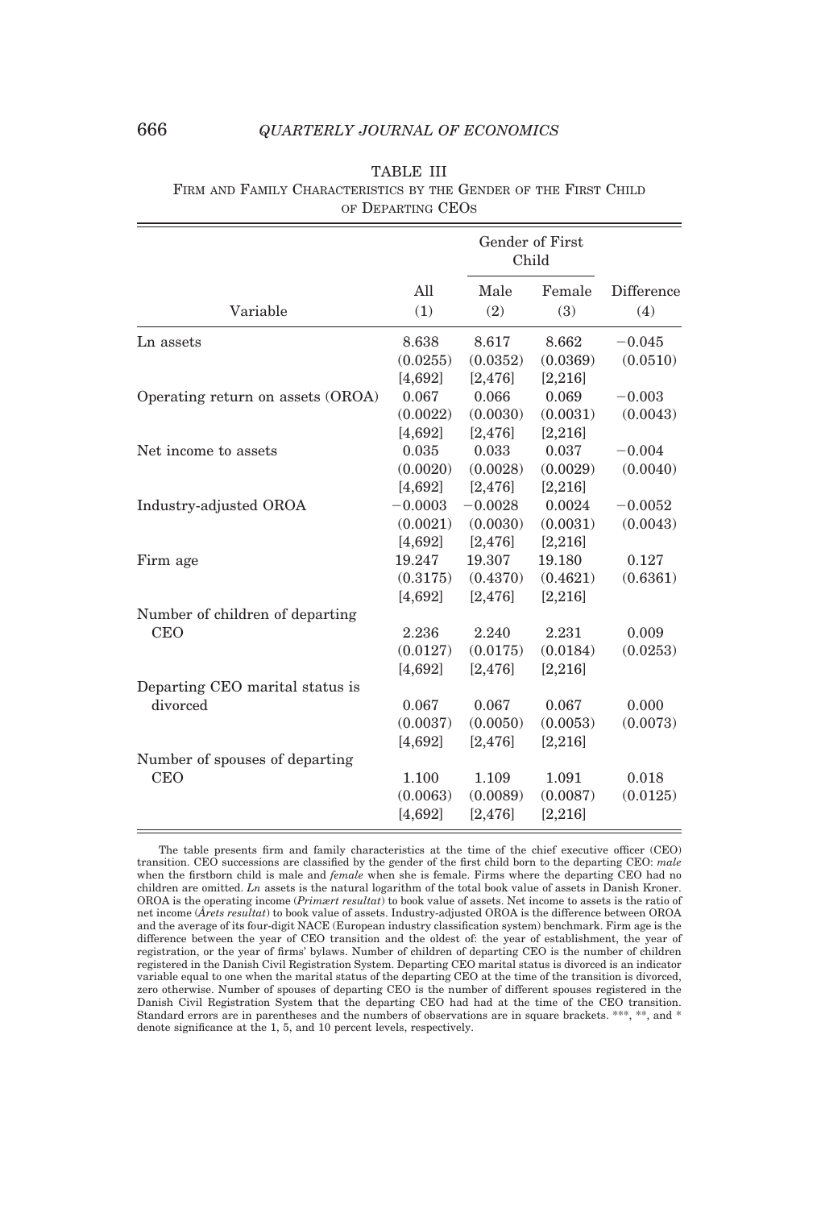TABLE III

FIRM AND FAMILY CHARACTERISTICS BY THE GENDER OF THE FIRST CHILD OF DEPARTING CEOS

| Variable | All (1) | Gender of First Child: Male (2) | Gender of First Child: Female (3) | Difference (4) |
|---|---|---|---|---|
| Ln assets | 8.638 | 8.617 | 8.662 | −0.045 |
| | (0.0255) | (0.0352) | (0.0369) | (0.0510) |
| | [4,692] | [2,476] | [2,216] | |
| Operating return on assets (OROA) | 0.067 | 0.066 | 0.069 | −0.003 |
| | (0.0022) | (0.0030) | (0.0031) | (0.0043) |
| | [4,692] | [2,476] | [2,216] | |
| Net income to assets | 0.035 | 0.033 | 0.037 | −0.004 |
| | (0.0020) | (0.0028) | (0.0029) | (0.0040) |
| | [4,692] | [2,476] | [2,216] | |
| Industry-adjusted OROA | −0.0003 | −0.0028 | 0.0024 | −0.0052 |
| | (0.0021) | (0.0030) | (0.0031) | (0.0043) |
| | [4,692] | [2,476] | [2,216] | |
| Firm age | 19.247 | 19.307 | 19.180 | 0.127 |
| | (0.3175) | (0.4370) | (0.4621) | (0.6361) |
| | [4,692] | [2,476] | [2,216] | |
| Number of children of departing CEO | 2.236 | 2.240 | 2.231 | 0.009 |
| | (0.0127) | (0.0175) | (0.0184) | (0.0253) |
| | [4,692] | [2,476] | [2,216] | |
| Departing CEO marital status is divorced | 0.067 | 0.067 | 0.067 | 0.000 |
| | (0.0037) | (0.0050) | (0.0053) | (0.0073) |
| | [4,692] | [2,476] | [2,216] | |
| Number of spouses of departing CEO | 1.100 | 1.109 | 1.091 | 0.018 |
| | (0.0063) | (0.0089) | (0.0087) | (0.0125) |
| | [4,692] | [2,476] | [2,216] | |

The table presents firm and family characteristics at the time of the chief executive officer (CEO) transition. CEO successions are classified by the gender of the first child born to the departing CEO: *male* when the firstborn child is male and *female* when she is female. Firms where the departing CEO had no children are omitted. *Ln* assets is the natural logarithm of the total book value of assets in Danish Kroner. OROA is the operating income (*Primært resultat*) to book value of assets. Net income to assets is the ratio of net income (*Årets resultat*) to book value of assets. Industry-adjusted OROA is the difference between OROA and the average of its four-digit NACE (European industry classification system) benchmark. Firm age is the difference between the year of CEO transition and the oldest of: the year of establishment, the year of registration, or the year of firms' bylaws. Number of children of departing CEO is the number of children registered in the Danish Civil Registration System. Departing CEO marital status is divorced is an indicator variable equal to one when the marital status of the departing CEO at the time of the transition is divorced, zero otherwise. Number of spouses of departing CEO is the number of different spouses registered in the Danish Civil Registration System that the departing CEO had had at the time of the CEO transition. Standard errors are in parentheses and the numbers of observations are in square brackets. ***, **, and * denote significance at the 1, 5, and 10 percent levels, respectively.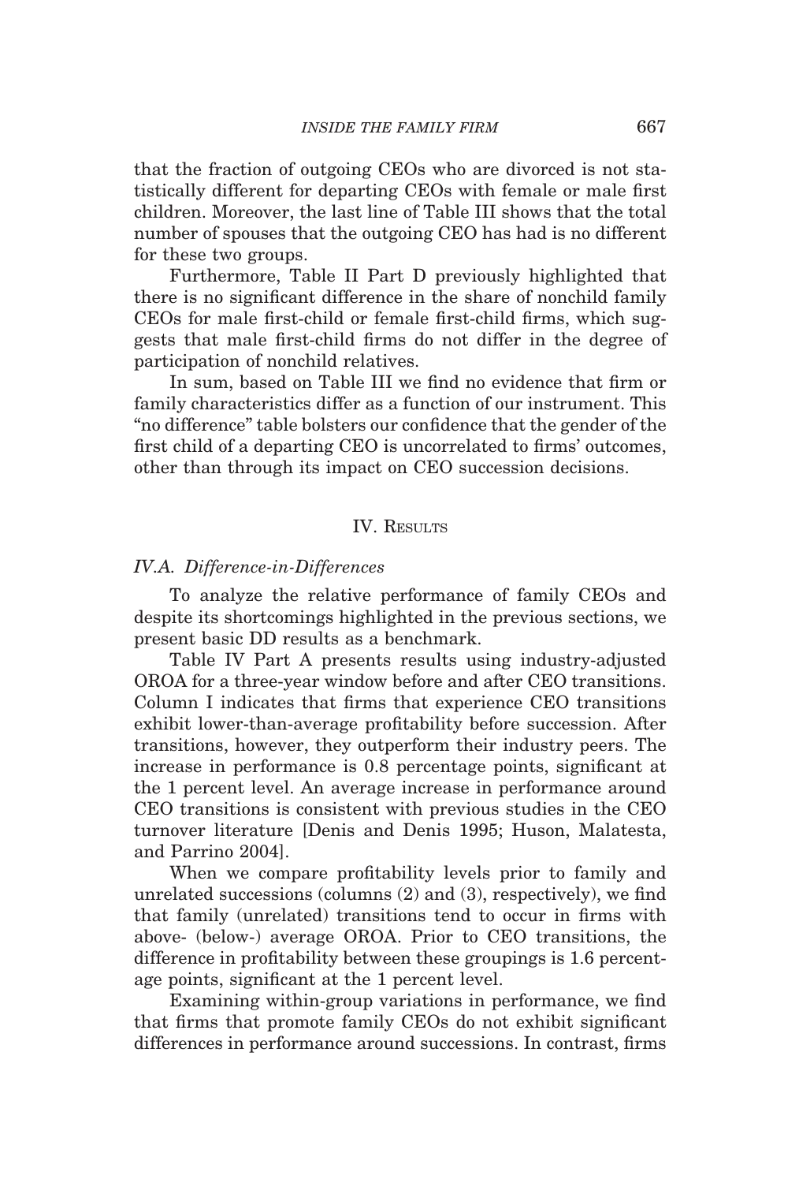that the fraction of outgoing CEOs who are divorced is not statistically different for departing CEOs with female or male first children. Moreover, the last line of Table III shows that the total number of spouses that the outgoing CEO has had is no different for these two groups.

Furthermore, Table II Part D previously highlighted that there is no significant difference in the share of nonchild family CEOs for male first-child or female first-child firms, which suggests that male first-child firms do not differ in the degree of participation of nonchild relatives.

In sum, based on Table III we find no evidence that firm or family characteristics differ as a function of our instrument. This "no difference" table bolsters our confidence that the gender of the first child of a departing CEO is uncorrelated to firms' outcomes, other than through its impact on CEO succession decisions.

## IV. Results

### *IV.A. Difference-in-Differences*

To analyze the relative performance of family CEOs and despite its shortcomings highlighted in the previous sections, we present basic DD results as a benchmark.

Table IV Part A presents results using industry-adjusted OROA for a three-year window before and after CEO transitions. Column I indicates that firms that experience CEO transitions exhibit lower-than-average profitability before succession. After transitions, however, they outperform their industry peers. The increase in performance is 0.8 percentage points, significant at the 1 percent level. An average increase in performance around CEO transitions is consistent with previous studies in the CEO turnover literature [Denis and Denis 1995; Huson, Malatesta, and Parrino 2004].

When we compare profitability levels prior to family and unrelated successions (columns (2) and (3), respectively), we find that family (unrelated) transitions tend to occur in firms with above- (below-) average OROA. Prior to CEO transitions, the difference in profitability between these groupings is 1.6 percentage points, significant at the 1 percent level.

Examining within-group variations in performance, we find that firms that promote family CEOs do not exhibit significant differences in performance around successions. In contrast, firms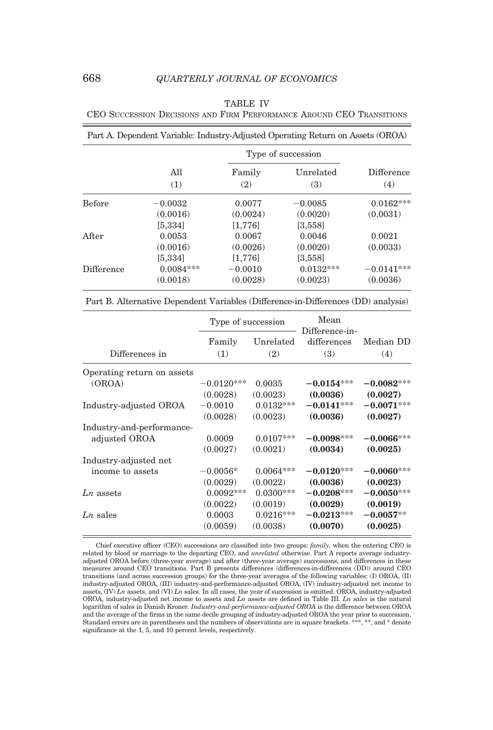TABLE IV

CEO Succession Decisions and Firm Performance Around CEO Transitions

Part A. Dependent Variable: Industry-Adjusted Operating Return on Assets (OROA)

| | All | Type of succession | | Difference |
|---|---|---|---|---|
| | | Family | Unrelated | |
| | (1) | (2) | (3) | (4) |
| Before | −0.0032 | 0.0077 | −0.0085 | 0.0162*** |
| | (0.0016) | (0.0024) | (0.0020) | (0.0031) |
| | [5,334] | [1,776] | [3,558] | |
| After | 0.0053 | 0.0067 | 0.0046 | 0.0021 |
| | (0.0016) | (0.0026) | (0.0020) | (0.0033) |
| | [5,334] | [1,776] | [3,558] | |
| Difference | 0.0084*** | −0.0010 | 0.0132*** | −0.0141*** |
| | (0.0018) | (0.0028) | (0.0023) | (0.0036) |

Part B. Alternative Dependent Variables (Difference-in-Differences (DD) analysis)

| | Type of succession | | Mean Difference-in-differences | Median DD |
|---|---|---|---|---|
| Differences in | Family (1) | Unrelated (2) | (3) | (4) |
| Operating return on assets (OROA) | −0.0120*** | 0.0035 | **−0.0154*****| **−0.0082***** |
| | (0.0028) | (0.0023) | **(0.0036)** | **(0.0027)** |
| Industry-adjusted OROA | −0.0010 | 0.0132*** | **−0.0141*****  | **−0.0071*****  |
| | (0.0028) | (0.0023) | **(0.0036)** | **(0.0027)** |
| Industry-and-performance-adjusted OROA | 0.0009 | 0.0107*** | **−0.0098*****  | **−0.0066*****  |
| | (0.0027) | (0.0021) | **(0.0034)** | **(0.0025)** |
| Industry-adjusted net income to assets | −0.0056* | 0.0064*** | **−0.0120*****  | **−0.0060*****  |
| | (0.0029) | (0.0022) | **(0.0036)** | **(0.0023)** |
| *Ln* assets | 0.0092*** | 0.0300*** | **−0.0208*****  | **−0.0050*****  |
| | (0.0022) | (0.0019) | **(0.0029)** | **(0.0019)** |
| *Ln* sales | 0.0003 | 0.0216*** | **−0.0213*****  | **−0.0057****  |
| | (0.0059) | (0.0038) | **(0.0070)** | **(0.0025)** |

Chief executive officer (CEO) successions are classified into two groups: *family,* when the entering CEO is related by blood or marriage to the departing CEO, and *unrelated* otherwise. Part A reports average industry-adjusted OROA before (three-year average) and after (three-year average) successions, and differences in these measures around CEO transitions. Part B presents differences (differences-in-differences (DD)) around CEO transitions (and across succession groups) for the three-year averages of the following variables: (I) OROA, (II) industry-adjusted OROA, (III) industry-and-performance-adjusted OROA, (IV) industry-adjusted net income to assets, (IV) *Ln* assets, and (VI) *Ln* sales. In all cases, the year of succession is omitted. OROA, industry-adjusted OROA, industry-adjusted net income to assets and *Ln* assets are defined in Table III. *Ln sales* is the natural logarithm of sales in Danish Kroner. *Industry-and-performance-adjusted OROA* is the difference between OROA and the average of the firms in the same decile grouping of industry-adjusted OROA the year prior to succession. Standard errors are in parentheses and the numbers of observations are in square brackets. ***, **, and * denote significance at the 1, 5, and 10 percent levels, respectively.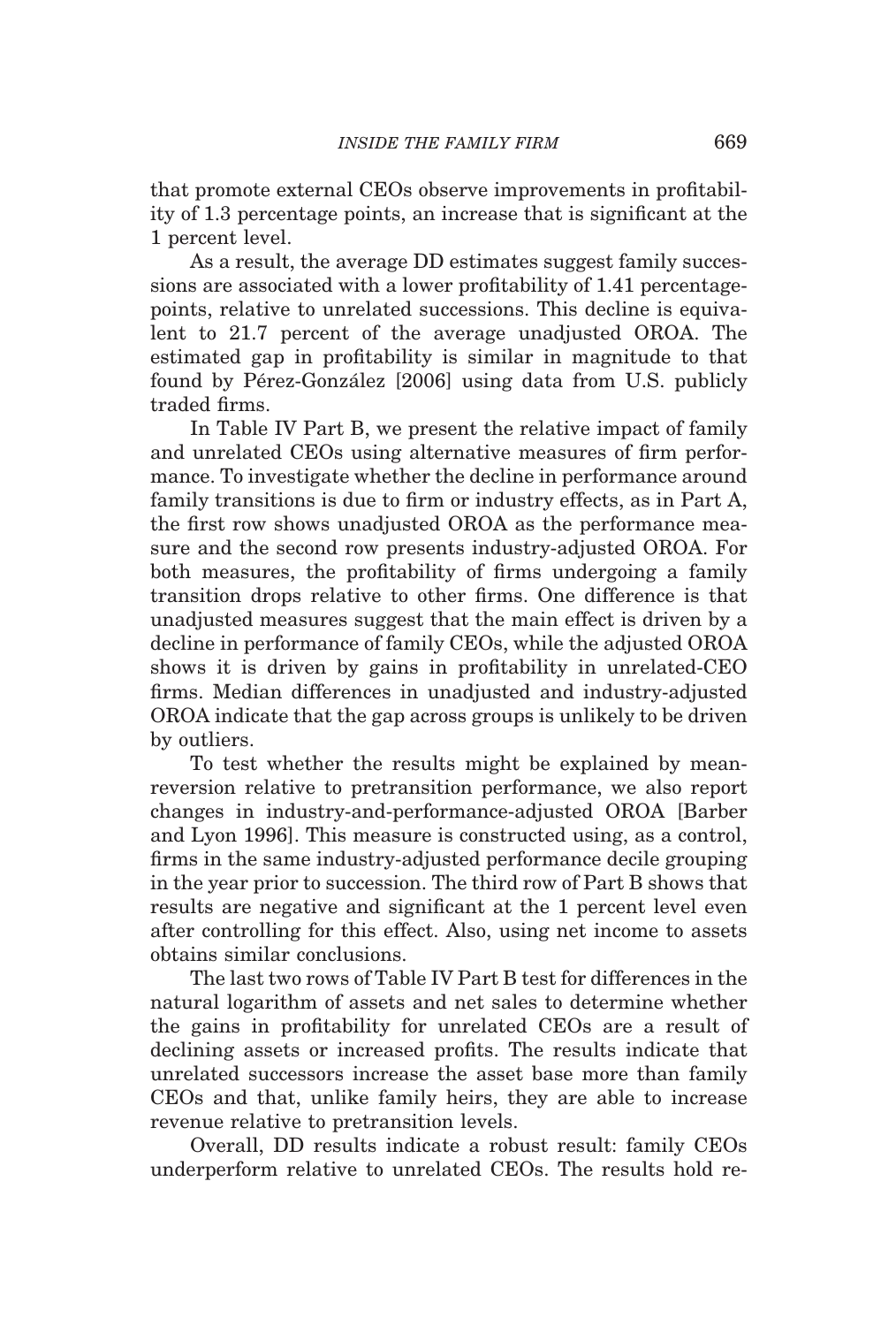that promote external CEOs observe improvements in profitability of 1.3 percentage points, an increase that is significant at the 1 percent level.

As a result, the average DD estimates suggest family successions are associated with a lower profitability of 1.41 percentage-points, relative to unrelated successions. This decline is equivalent to 21.7 percent of the average unadjusted OROA. The estimated gap in profitability is similar in magnitude to that found by Pérez-González [2006] using data from U.S. publicly traded firms.

In Table IV Part B, we present the relative impact of family and unrelated CEOs using alternative measures of firm performance. To investigate whether the decline in performance around family transitions is due to firm or industry effects, as in Part A, the first row shows unadjusted OROA as the performance measure and the second row presents industry-adjusted OROA. For both measures, the profitability of firms undergoing a family transition drops relative to other firms. One difference is that unadjusted measures suggest that the main effect is driven by a decline in performance of family CEOs, while the adjusted OROA shows it is driven by gains in profitability in unrelated-CEO firms. Median differences in unadjusted and industry-adjusted OROA indicate that the gap across groups is unlikely to be driven by outliers.

To test whether the results might be explained by mean-reversion relative to pretransition performance, we also report changes in industry-and-performance-adjusted OROA [Barber and Lyon 1996]. This measure is constructed using, as a control, firms in the same industry-adjusted performance decile grouping in the year prior to succession. The third row of Part B shows that results are negative and significant at the 1 percent level even after controlling for this effect. Also, using net income to assets obtains similar conclusions.

The last two rows of Table IV Part B test for differences in the natural logarithm of assets and net sales to determine whether the gains in profitability for unrelated CEOs are a result of declining assets or increased profits. The results indicate that unrelated successors increase the asset base more than family CEOs and that, unlike family heirs, they are able to increase revenue relative to pretransition levels.

Overall, DD results indicate a robust result: family CEOs underperform relative to unrelated CEOs. The results hold re-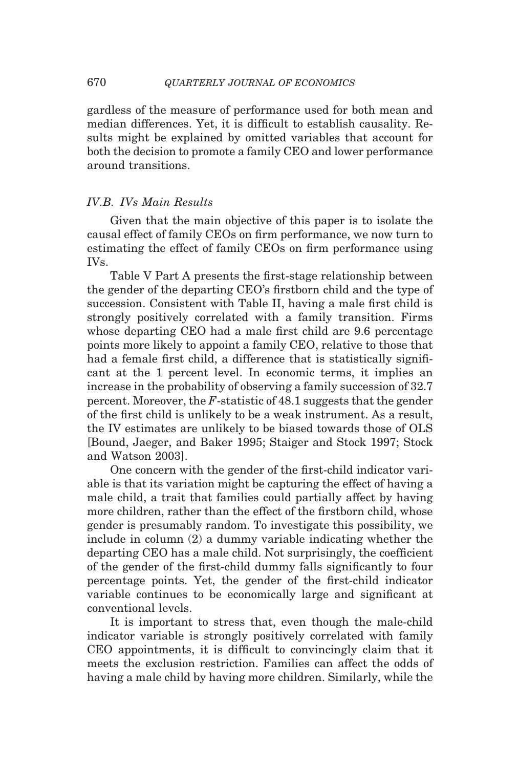gardless of the measure of performance used for both mean and median differences. Yet, it is difficult to establish causality. Results might be explained by omitted variables that account for both the decision to promote a family CEO and lower performance around transitions.

### *IV.B. IVs Main Results*

Given that the main objective of this paper is to isolate the causal effect of family CEOs on firm performance, we now turn to estimating the effect of family CEOs on firm performance using IVs.

Table V Part A presents the first-stage relationship between the gender of the departing CEO's firstborn child and the type of succession. Consistent with Table II, having a male first child is strongly positively correlated with a family transition. Firms whose departing CEO had a male first child are 9.6 percentage points more likely to appoint a family CEO, relative to those that had a female first child, a difference that is statistically significant at the 1 percent level. In economic terms, it implies an increase in the probability of observing a family succession of 32.7 percent. Moreover, the $F$-statistic of 48.1 suggests that the gender of the first child is unlikely to be a weak instrument. As a result, the IV estimates are unlikely to be biased towards those of OLS [Bound, Jaeger, and Baker 1995; Staiger and Stock 1997; Stock and Watson 2003].

One concern with the gender of the first-child indicator variable is that its variation might be capturing the effect of having a male child, a trait that families could partially affect by having more children, rather than the effect of the firstborn child, whose gender is presumably random. To investigate this possibility, we include in column (2) a dummy variable indicating whether the departing CEO has a male child. Not surprisingly, the coefficient of the gender of the first-child dummy falls significantly to four percentage points. Yet, the gender of the first-child indicator variable continues to be economically large and significant at conventional levels.

It is important to stress that, even though the male-child indicator variable is strongly positively correlated with family CEO appointments, it is difficult to convincingly claim that it meets the exclusion restriction. Families can affect the odds of having a male child by having more children. Similarly, while the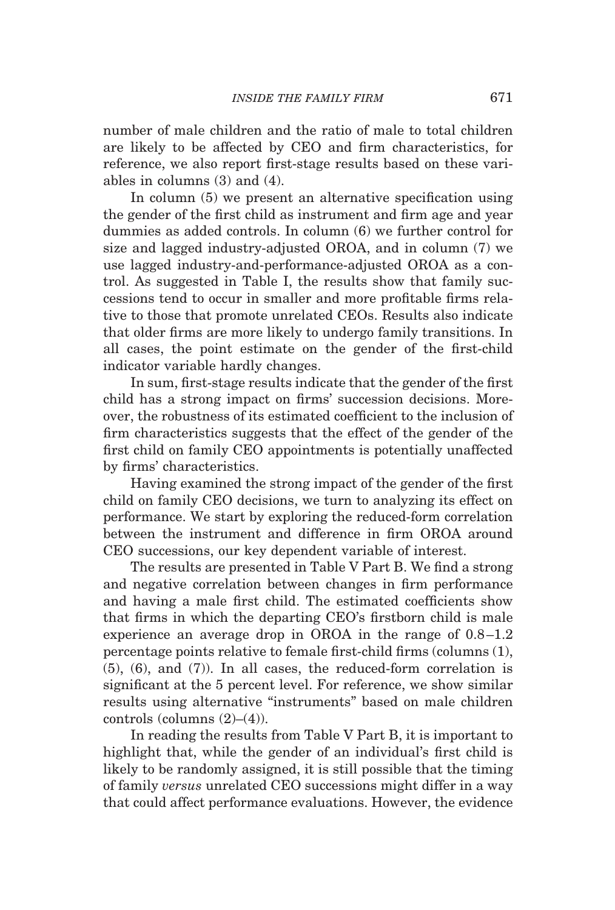number of male children and the ratio of male to total children are likely to be affected by CEO and firm characteristics, for reference, we also report first-stage results based on these variables in columns (3) and (4).

In column (5) we present an alternative specification using the gender of the first child as instrument and firm age and year dummies as added controls. In column (6) we further control for size and lagged industry-adjusted OROA, and in column (7) we use lagged industry-and-performance-adjusted OROA as a control. As suggested in Table I, the results show that family successions tend to occur in smaller and more profitable firms relative to those that promote unrelated CEOs. Results also indicate that older firms are more likely to undergo family transitions. In all cases, the point estimate on the gender of the first-child indicator variable hardly changes.

In sum, first-stage results indicate that the gender of the first child has a strong impact on firms' succession decisions. Moreover, the robustness of its estimated coefficient to the inclusion of firm characteristics suggests that the effect of the gender of the first child on family CEO appointments is potentially unaffected by firms' characteristics.

Having examined the strong impact of the gender of the first child on family CEO decisions, we turn to analyzing its effect on performance. We start by exploring the reduced-form correlation between the instrument and difference in firm OROA around CEO successions, our key dependent variable of interest.

The results are presented in Table V Part B. We find a strong and negative correlation between changes in firm performance and having a male first child. The estimated coefficients show that firms in which the departing CEO's firstborn child is male experience an average drop in OROA in the range of 0.8–1.2 percentage points relative to female first-child firms (columns (1), (5), (6), and (7)). In all cases, the reduced-form correlation is significant at the 5 percent level. For reference, we show similar results using alternative "instruments" based on male children controls (columns (2)–(4)).

In reading the results from Table V Part B, it is important to highlight that, while the gender of an individual's first child is likely to be randomly assigned, it is still possible that the timing of family *versus* unrelated CEO successions might differ in a way that could affect performance evaluations. However, the evidence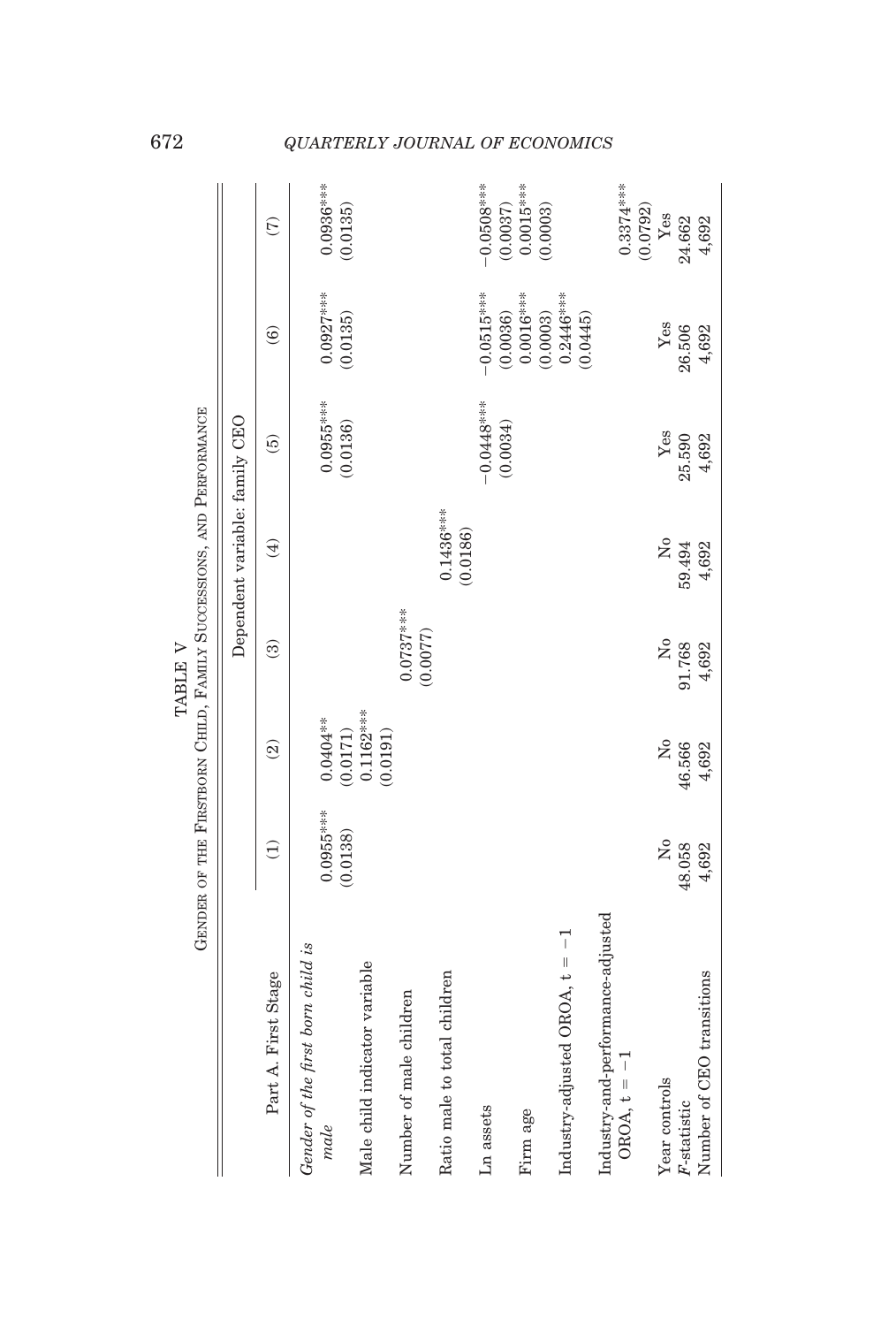TABLE V

GENDER OF THE FIRSTBORN CHILD, FAMILY SUCCESSIONS, AND PERFORMANCE

| Part A. First Stage | Dependent variable: family CEO | | | | | | |
|---|---|---|---|---|---|---|---|
| | (1) | (2) | (3) | (4) | (5) | (6) | (7) |
| *Gender of the first born child is* | | | | | | | |
| *male* | 0.0955*** | 0.0404** | | | 0.0955*** | 0.0927*** | 0.0936*** |
| | (0.0138) | (0.0171) | | | (0.0136) | (0.0135) | (0.0135) |
| Male child indicator variable | | 0.1162*** | | | | | |
| | | (0.0191) | | | | | |
| Number of male children | | | 0.0737*** | | | | |
| | | | (0.0077) | | | | |
| Ratio male to total children | | | | 0.1436*** | | | |
| | | | | (0.0186) | | | |
| Ln assets | | | | | −0.0448*** | −0.0515*** | −0.0508*** |
| | | | | | (0.0034) | (0.0036) | (0.0037) |
| Firm age | | | | | | 0.0016*** | 0.0015*** |
| | | | | | | (0.0003) | (0.0003) |
| Industry-adjusted OROA, t = −1 | | | | | | 0.2446*** | |
| | | | | | | (0.0445) | |
| Industry-and-performance-adjusted OROA, t = −1 | | | | | | | 0.3374*** |
| | | | | | | | (0.0792) |
| Year controls | No | No | No | No | Yes | Yes | Yes |
| *F*-statistic | 48.058 | 46.566 | 91.768 | 59.494 | 25.590 | 26.506 | 24.662 |
| Number of CEO transitions | 4,692 | 4,692 | 4,692 | 4,692 | 4,692 | 4,692 | 4,692 |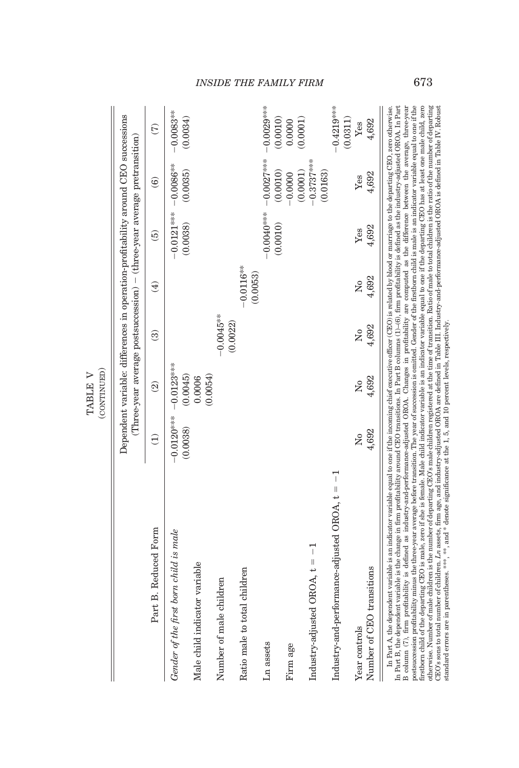TABLE V
(CONTINUED)

| Part B. Reduced Form | Dependent variable: differences in operation-profitability around CEO successions (Three-year average postsuccession) − (three-year average pretransition) | | | | | | |
|---|---|---|---|---|---|---|---|
| | (1) | (2) | (3) | (4) | (5) | (6) | (7) |
| *Gender of the first born child is male* | −0.0120*** | −0.0123*** | | | −0.0121*** | −0.0086** | −0.0083** |
| | (0.0038) | (0.0045) | | | (0.0038) | (0.0035) | (0.0034) |
| Male child indicator variable | | 0.0006 | | | | | |
| | | (0.0054) | | | | | |
| Number of male children | | | −0.0045** | | | | |
| | | | (0.0022) | | | | |
| Ratio male to total children | | | | −0.0116** | | | |
| | | | | (0.0053) | | | |
| Ln assets | | | | | −0.0040*** | −0.0027*** | −0.0029*** |
| | | | | | (0.0010) | (0.0010) | (0.0010) |
| Firm age | | | | | | −0.0000 | 0.0000 |
| | | | | | | (0.0001) | (0.0001) |
| Industry-adjusted OROA, t = −1 | | | | | | −0.3737*** | |
| | | | | | | (0.0163) | |
| Industry-and-performance-adjusted OROA, t = −1 | | | | | | | −0.4219*** |
| | | | | | | | (0.0311) |
| Year controls | No | No | No | No | Yes | Yes | Yes |
| Number of CEO transitions | 4,692 | 4,692 | 4,692 | 4,692 | 4,692 | 4,692 | 4,692 |

In Part A, the dependent variable is an indicator variable equal to one if the incoming chief executive officer (CEO) is related by blood or marriage to the departing CEO, zero otherwise. In Part B, the dependent variable is the change in firm profitability around CEO transitions. In Part B columns (1)–(6), firm profitability is defined as the industry-adjusted OROA. In Part B column (7), firm profitability is defined as industry-and-performance-adjusted OROA. Changes in profitability are computed as the difference between the average, three-year postsuccession profitability minus the three-year average before transition. The year of succession is omitted. Gender of the firstborn child is male is an indicator variable equal to one if the firstborn child of the departing CEO is male, zero if she is female. Male child indicator variable is an indicator variable equal to one if the departing CEO has at least one male child, zero otherwise. Number of male children is the number of departing CEO's male children registered at the time of transition. Ratio of male to total children is the ratio of the number of departing CEO's sons to total number of children. *Ln* assets, firm age, and industry-adjusted OROA are defined in Table III. Industry-and-performance-adjusted OROA is defined in Table IV. Robust standard errors are in parentheses. ***, **, and * denote significance at the 1, 5, and 10 percent levels, respectively.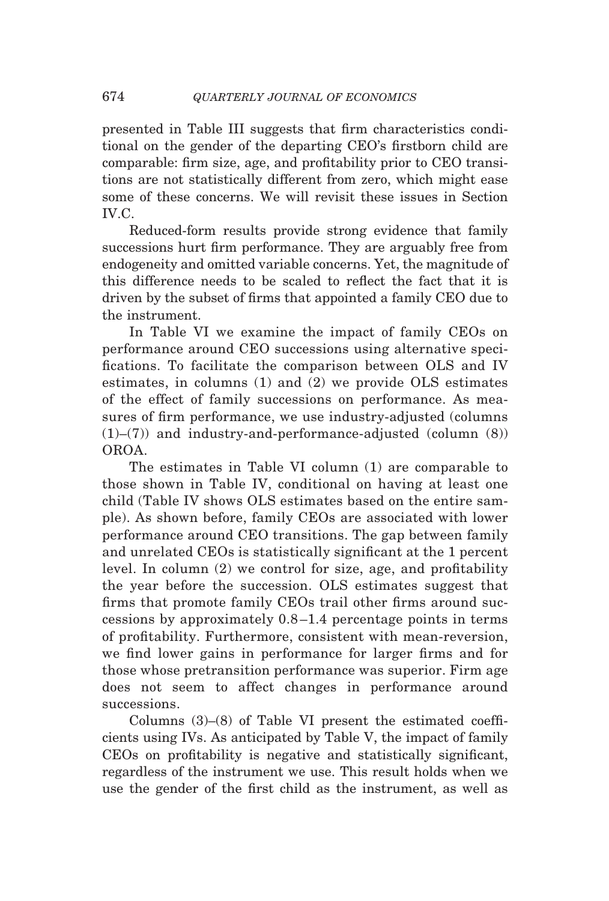presented in Table III suggests that firm characteristics conditional on the gender of the departing CEO's firstborn child are comparable: firm size, age, and profitability prior to CEO transitions are not statistically different from zero, which might ease some of these concerns. We will revisit these issues in Section IV.C.

Reduced-form results provide strong evidence that family successions hurt firm performance. They are arguably free from endogeneity and omitted variable concerns. Yet, the magnitude of this difference needs to be scaled to reflect the fact that it is driven by the subset of firms that appointed a family CEO due to the instrument.

In Table VI we examine the impact of family CEOs on performance around CEO successions using alternative specifications. To facilitate the comparison between OLS and IV estimates, in columns (1) and (2) we provide OLS estimates of the effect of family successions on performance. As measures of firm performance, we use industry-adjusted (columns (1)–(7)) and industry-and-performance-adjusted (column (8)) OROA.

The estimates in Table VI column (1) are comparable to those shown in Table IV, conditional on having at least one child (Table IV shows OLS estimates based on the entire sample). As shown before, family CEOs are associated with lower performance around CEO transitions. The gap between family and unrelated CEOs is statistically significant at the 1 percent level. In column (2) we control for size, age, and profitability the year before the succession. OLS estimates suggest that firms that promote family CEOs trail other firms around successions by approximately 0.8–1.4 percentage points in terms of profitability. Furthermore, consistent with mean-reversion, we find lower gains in performance for larger firms and for those whose pretransition performance was superior. Firm age does not seem to affect changes in performance around successions.

Columns (3)–(8) of Table VI present the estimated coefficients using IVs. As anticipated by Table V, the impact of family CEOs on profitability is negative and statistically significant, regardless of the instrument we use. This result holds when we use the gender of the first child as the instrument, as well as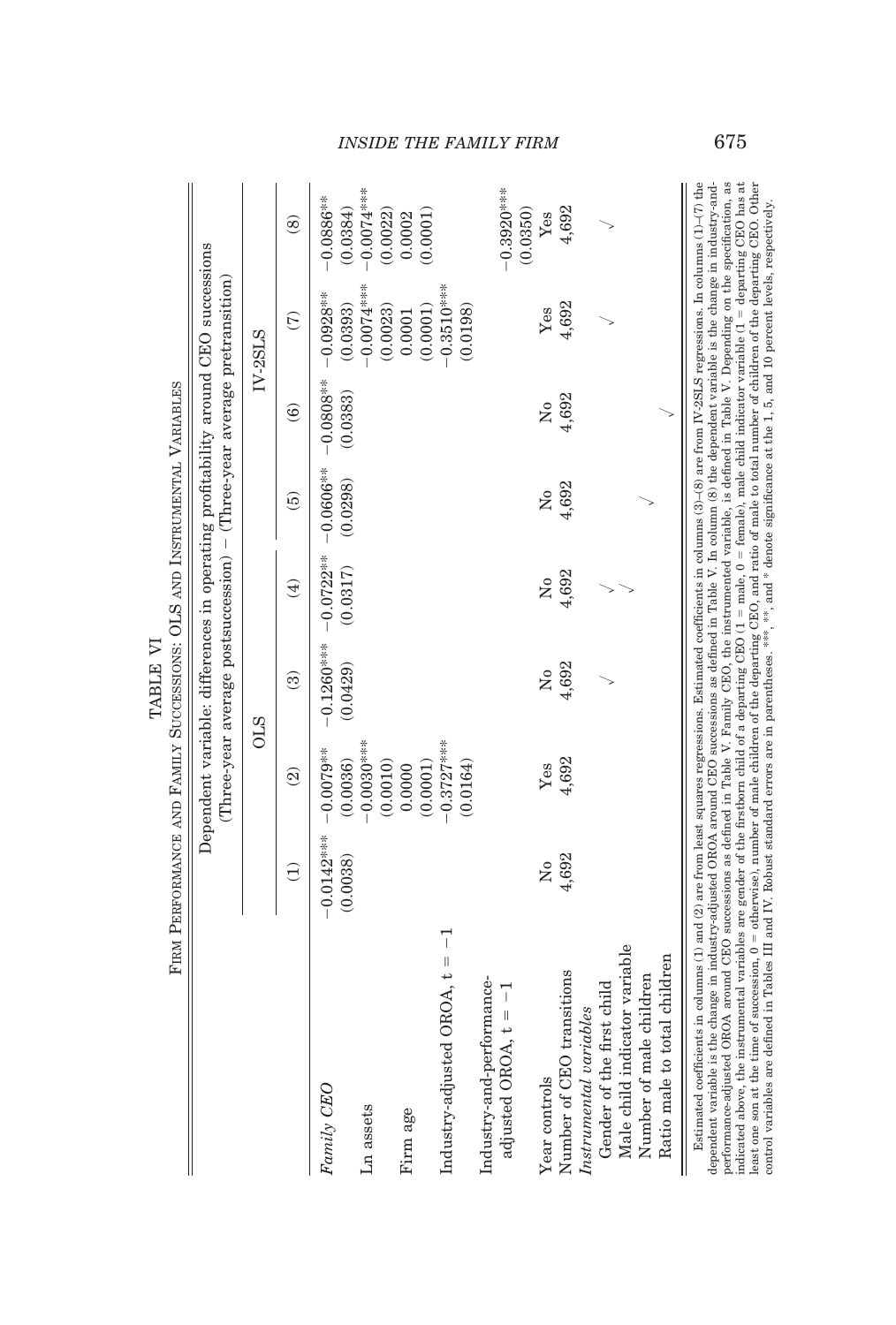TABLE VI

FIRM PERFORMANCE AND FAMILY SUCCESSIONS: OLS AND INSTRUMENTAL VARIABLES

| | Dependent variable: differences in operating profitability around CEO successions (Three-year average postsuccession) − (Three-year average pretransition) | | | | | | | |
|---|---|---|---|---|---|---|---|---|
| | OLS | | IV-2SLS | | | | | |
| | (1) | (2) | (3) | (4) | (5) | (6) | (7) | (8) |
| *Family CEO* | −0.0142*** | −0.0079** | −0.1260*** | −0.0722** | −0.0606** | −0.0808** | −0.0928** | −0.0886** |
| | (0.0038) | (0.0036) | (0.0429) | (0.0317) | (0.0298) | (0.0383) | (0.0393) | (0.0384) |
| Ln assets | | −0.0030*** | | | | | −0.0074*** | −0.0074*** |
| | | (0.0010) | | | | | (0.0023) | (0.0022) |
| Firm age | | 0.0000 | | | | | 0.0001 | 0.0002 |
| | | (0.0001) | | | | | (0.0001) | (0.0001) |
| Industry-adjusted OROA, t = −1 | | −0.3727*** | | | | | −0.3510*** | |
| | | (0.0164) | | | | | (0.0198) | |
| Industry-and-performance-adjusted OROA, t = −1 | | | | | | | | −0.3920*** |
| | | | | | | | | (0.0350) |
| Year controls | No | Yes | No | No | No | No | Yes | Yes |
| Number of CEO transitions | 4,692 | 4,692 | 4,692 | 4,692 | 4,692 | 4,692 | 4,692 | 4,692 |
| *Instrumental variables* | | | | | | | | |
| Gender of the first child | | | √ | | | | √ | √ |
| Male child indicator variable | | | | √ | | | | |
| Number of male children | | | | √ | √ | | | |
| Ratio male to total children | | | | | | √ | | |

Estimated coefficients in columns (1) and (2) are from least squares regressions. Estimated coefficients in columns (3)–(8) are from IV-2SLS regressions. In columns (1)–(7) the dependent variable is the change in industry-adjusted OROA around CEO successions as defined in Table V. In column (8) the dependent variable is the change in industry-and-performance-adjusted OROA around CEO successions as defined in Table V. Family CEO, the instrumented variable, is defined in Table V. Depending on the specification, as indicated above, the instrumental variables are gender of the firstborn child of a departing CEO (1 = male, 0 = female), male child indicator variable (1 = departing CEO has at least one son at the time of succession, 0 = otherwise), number of male children of the departing CEO, and ratio of male to total number of children of the departing CEO. Other control variables are defined in Tables III and IV. Robust standard errors are in parentheses. ***, **, and * denote significance at the 1, 5, and 10 percent levels, respectively.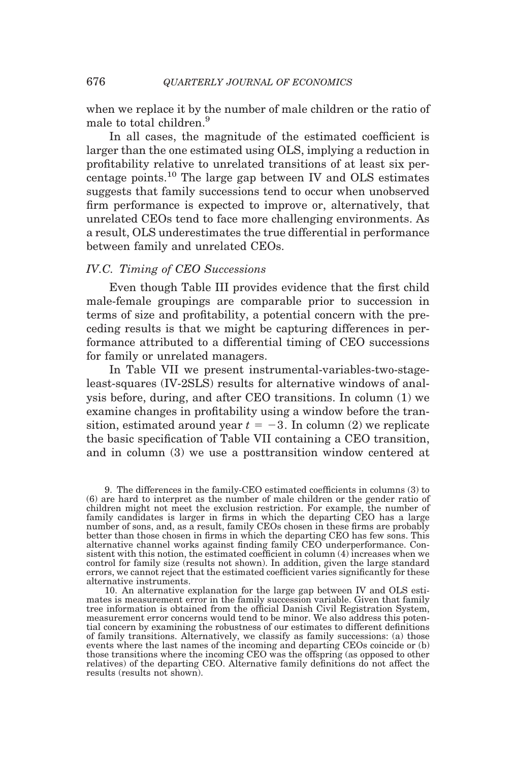when we replace it by the number of male children or the ratio of male to total children.[9]

In all cases, the magnitude of the estimated coefficient is larger than the one estimated using OLS, implying a reduction in profitability relative to unrelated transitions of at least six percentage points.[10] The large gap between IV and OLS estimates suggests that family successions tend to occur when unobserved firm performance is expected to improve or, alternatively, that unrelated CEOs tend to face more challenging environments. As a result, OLS underestimates the true differential in performance between family and unrelated CEOs.

### *IV.C. Timing of CEO Successions*

Even though Table III provides evidence that the first child male-female groupings are comparable prior to succession in terms of size and profitability, a potential concern with the preceding results is that we might be capturing differences in performance attributed to a differential timing of CEO successions for family or unrelated managers.

In Table VII we present instrumental-variables-two-stage-least-squares (IV-2SLS) results for alternative windows of analysis before, during, and after CEO transitions. In column (1) we examine changes in profitability using a window before the transition, estimated around year $t = -3$. In column (2) we replicate the basic specification of Table VII containing a CEO transition, and in column (3) we use a posttransition window centered at

9. The differences in the family-CEO estimated coefficients in columns (3) to (6) are hard to interpret as the number of male children or the gender ratio of children might not meet the exclusion restriction. For example, the number of family candidates is larger in firms in which the departing CEO has a large number of sons, and, as a result, family CEOs chosen in these firms are probably better than those chosen in firms in which the departing CEO has few sons. This alternative channel works against finding family CEO underperformance. Consistent with this notion, the estimated coefficient in column (4) increases when we control for family size (results not shown). In addition, given the large standard errors, we cannot reject that the estimated coefficient varies significantly for these alternative instruments.

10. An alternative explanation for the large gap between IV and OLS estimates is measurement error in the family succession variable. Given that family tree information is obtained from the official Danish Civil Registration System, measurement error concerns would tend to be minor. We also address this potential concern by examining the robustness of our estimates to different definitions of family transitions. Alternatively, we classify as family successions: (a) those events where the last names of the incoming and departing CEOs coincide or (b) those transitions where the incoming CEO was the offspring (as opposed to other relatives) of the departing CEO. Alternative family definitions do not affect the results (results not shown).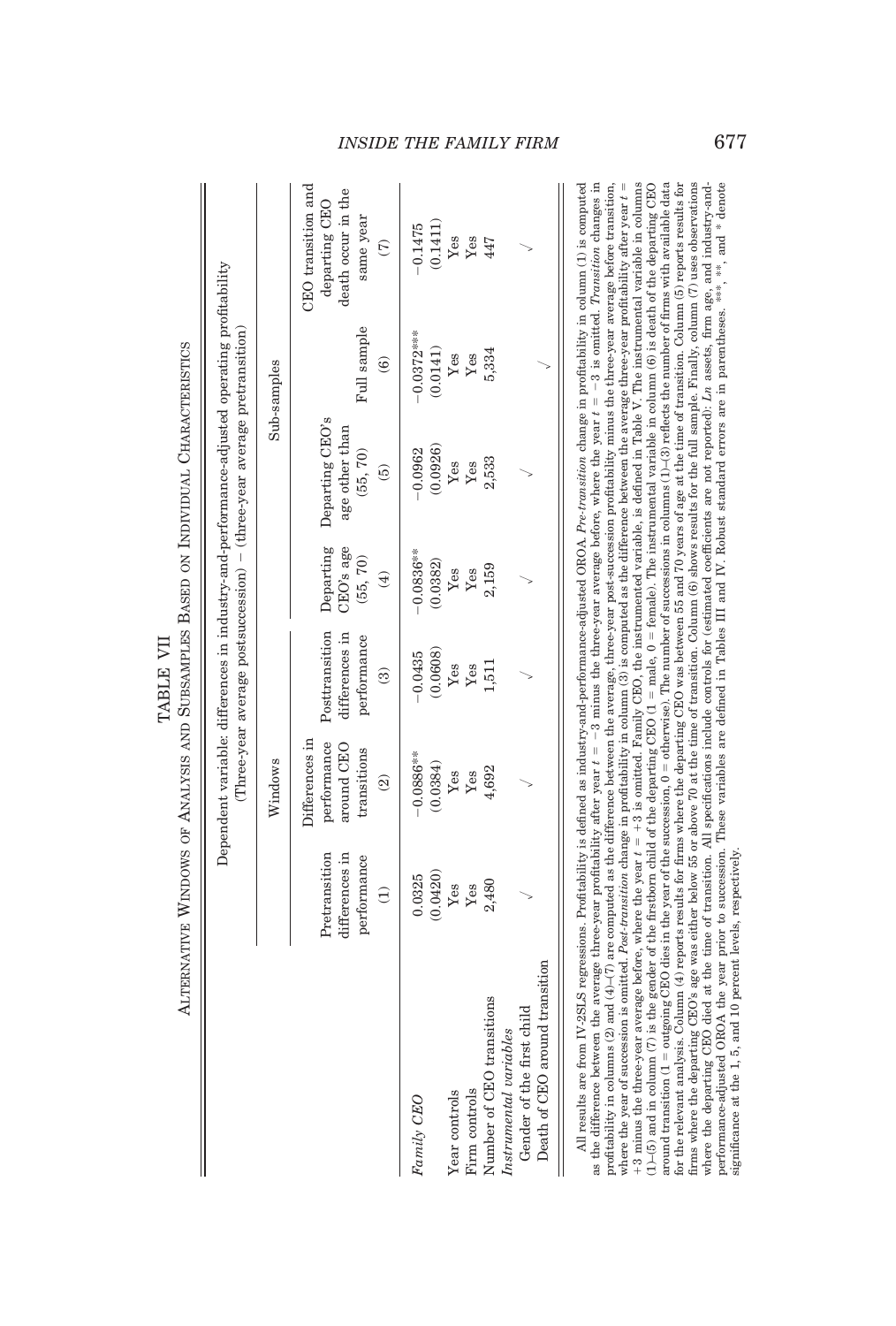# TABLE VII

## Alternative Windows of Analysis and Subsamples Based on Individual Characteristics

| | Dependent variable: differences in industry-and-performance-adjusted operating profitability (Three-year average postsuccession) − (three-year average pretransition) | | | | | | |
|---|---|---|---|---|---|---|---|
| | Windows | | | Sub-samples | | | |
| | Pretransition differences in performance | Differences in performance around CEO transitions | Posttransition differences in performance | Departing CEO's age (55, 70) | Departing CEO's age other than (55, 70) | Full sample | CEO transition and departing CEO death occur in the same year |
| | (1) | (2) | (3) | (4) | (5) | (6) | (7) |
| *Family CEO* | 0.0325 | −0.0886** | −0.0435 | −0.0836** | −0.0962 | −0.0372*** | −0.1475 |
| | (0.0420) | (0.0384) | (0.0608) | (0.0382) | (0.0926) | (0.0141) | (0.1411) |
| Year controls | Yes | Yes | Yes | Yes | Yes | Yes | Yes |
| Firm controls | Yes | Yes | Yes | Yes | Yes | Yes | Yes |
| Number of CEO transitions | 2,480 | 4,692 | 1,511 | 2,159 | 2,533 | 5,334 | 447 |
| *Instrumental variables* | | | | | | | |
| Gender of the first child | √ | √ | √ | √ | √ | | |
| Death of CEO around transition | | | | | | √ | √ |

All results are from IV-2SLS regressions. Profitability is defined as industry-and-performance-adjusted OROA. *Pre-transition* change in profitability in column (1) is computed as the difference between the average three-year profitability after year $t = -3$ minus the three-year average before, where the year $t = -3$ is omitted. *Transition* changes in profitability in columns (2) and (4)–(7) are computed as the difference between the average, three-year post-succession profitability minus the three-year average before transition, where the year of succession is omitted. *Post-transition* change in profitability in column (3) is computed as the difference between the average three-year profitability after year $t = +3$ minus the three-year average before, where the year $t = +3$ is omitted. Family CEO, the instrumented variable, is defined in Table V. The instrumental variable in columns (1)–(5) and in column (7) is the gender of the firstborn child of the departing CEO (1 = male, 0 = female). The instrumental variable in column (6) is death of the departing CEO around transition (1 = outgoing CEO dies in the year of the succession, 0 = otherwise). The number of successions in columns (1)–(3) reflects the number of firms with available data for the relevant analysis. Column (4) reports results for firms where the departing CEO was between 55 and 70 years of age at the time of transition. Column (5) reports results for firms where the departing CEO's age was either below 55 or above 70 at the time of transition. Column (6) shows results for the full sample. Finally, column (7) uses observations where the departing CEO died at the time of transition. All specifications include controls for (estimated coefficients are not reported): *Ln* assets, firm age, and industry-and-performance-adjusted OROA the year prior to succession. These variables are defined in Tables III and IV. Robust standard errors are in parentheses. ***, **, and * denote significance at the 1, 5, and 10 percent levels, respectively.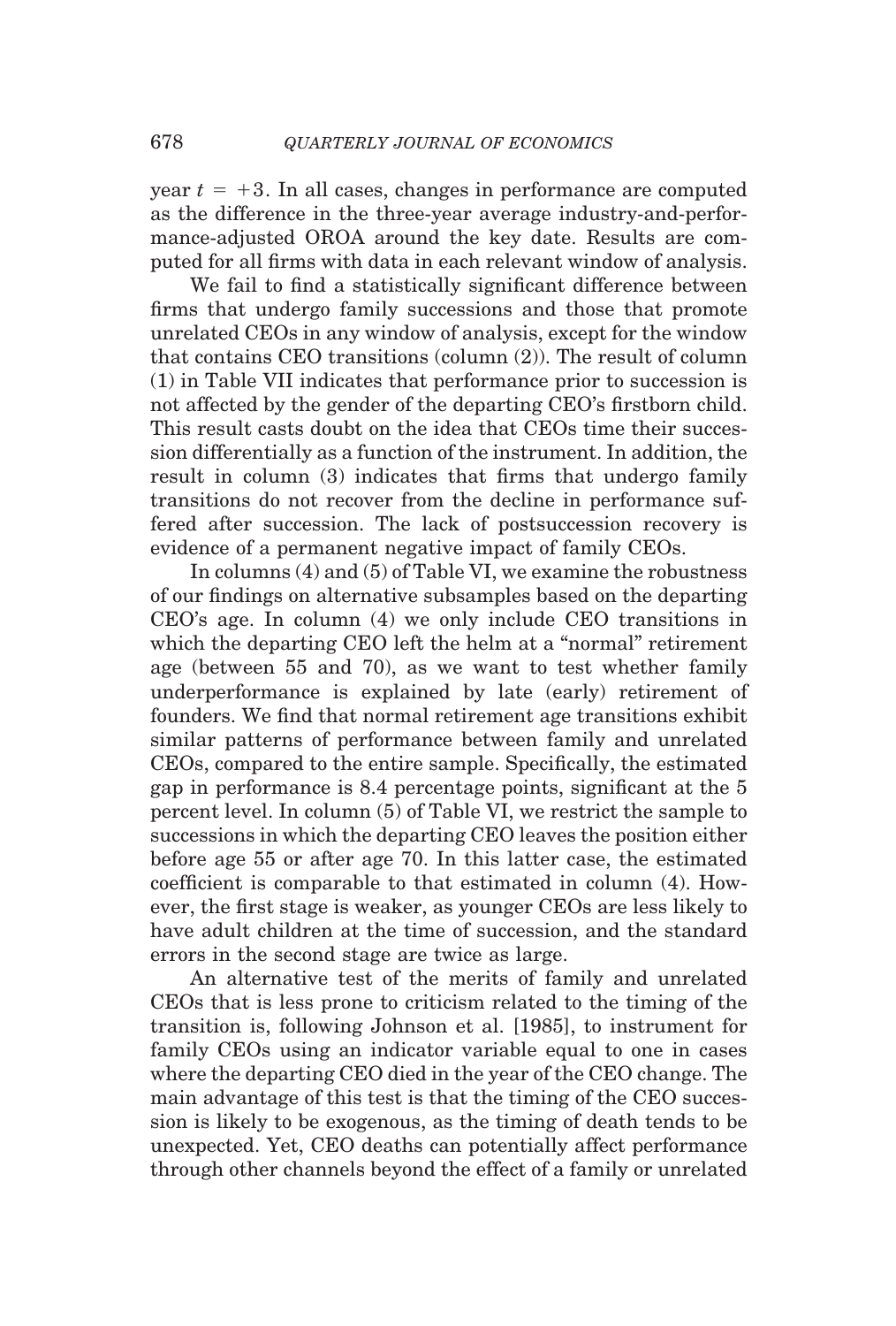year $t = +3$. In all cases, changes in performance are computed as the difference in the three-year average industry-and-performance-adjusted OROA around the key date. Results are computed for all firms with data in each relevant window of analysis.

We fail to find a statistically significant difference between firms that undergo family successions and those that promote unrelated CEOs in any window of analysis, except for the window that contains CEO transitions (column (2)). The result of column (1) in Table VII indicates that performance prior to succession is not affected by the gender of the departing CEO's firstborn child. This result casts doubt on the idea that CEOs time their succession differentially as a function of the instrument. In addition, the result in column (3) indicates that firms that undergo family transitions do not recover from the decline in performance suffered after succession. The lack of postsuccession recovery is evidence of a permanent negative impact of family CEOs.

In columns (4) and (5) of Table VI, we examine the robustness of our findings on alternative subsamples based on the departing CEO's age. In column (4) we only include CEO transitions in which the departing CEO left the helm at a "normal" retirement age (between 55 and 70), as we want to test whether family underperformance is explained by late (early) retirement of founders. We find that normal retirement age transitions exhibit similar patterns of performance between family and unrelated CEOs, compared to the entire sample. Specifically, the estimated gap in performance is 8.4 percentage points, significant at the 5 percent level. In column (5) of Table VI, we restrict the sample to successions in which the departing CEO leaves the position either before age 55 or after age 70. In this latter case, the estimated coefficient is comparable to that estimated in column (4). However, the first stage is weaker, as younger CEOs are less likely to have adult children at the time of succession, and the standard errors in the second stage are twice as large.

An alternative test of the merits of family and unrelated CEOs that is less prone to criticism related to the timing of the transition is, following Johnson et al. [1985], to instrument for family CEOs using an indicator variable equal to one in cases where the departing CEO died in the year of the CEO change. The main advantage of this test is that the timing of the CEO succession is likely to be exogenous, as the timing of death tends to be unexpected. Yet, CEO deaths can potentially affect performance through other channels beyond the effect of a family or unrelated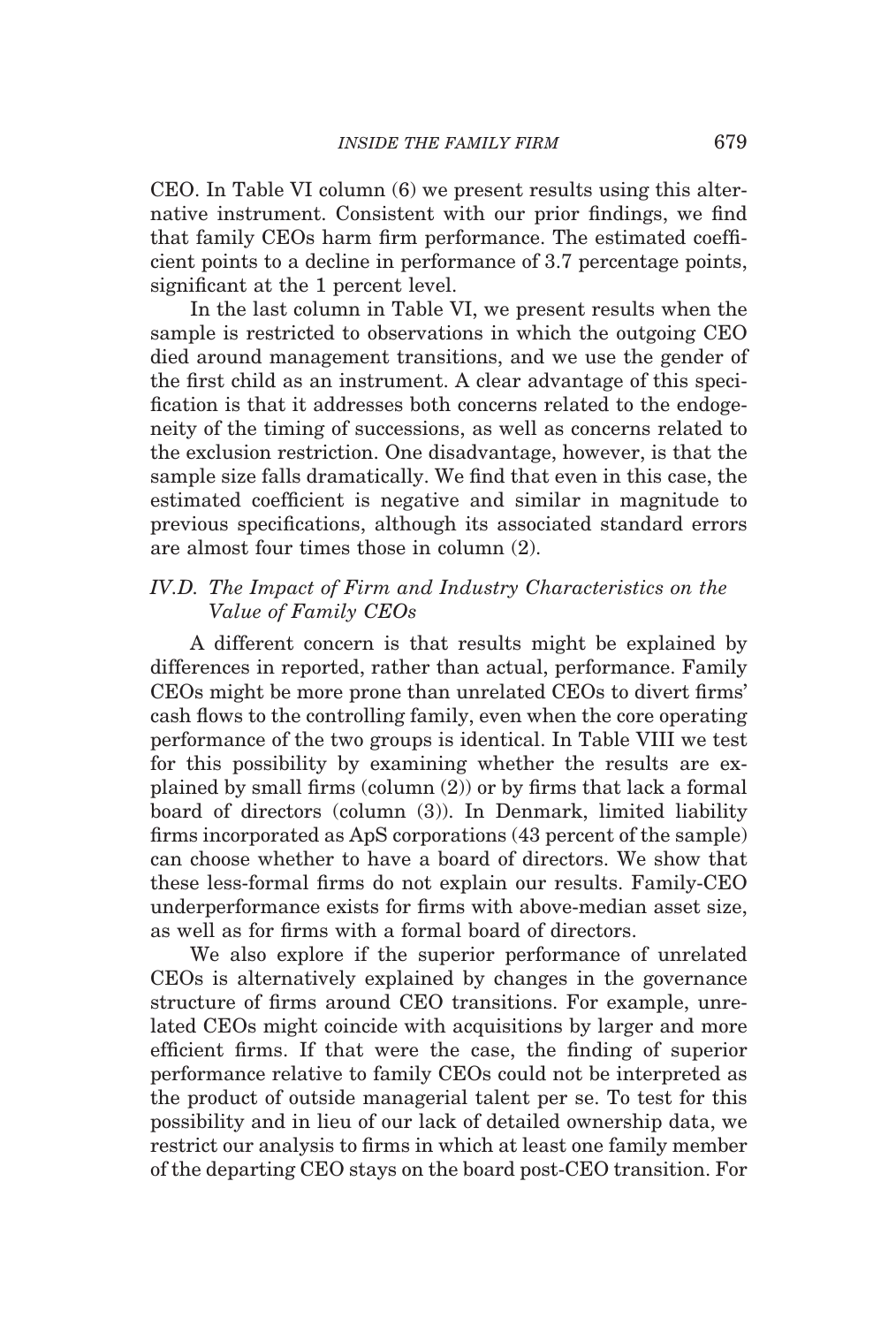CEO. In Table VI column (6) we present results using this alternative instrument. Consistent with our prior findings, we find that family CEOs harm firm performance. The estimated coefficient points to a decline in performance of 3.7 percentage points, significant at the 1 percent level.

In the last column in Table VI, we present results when the sample is restricted to observations in which the outgoing CEO died around management transitions, and we use the gender of the first child as an instrument. A clear advantage of this specification is that it addresses both concerns related to the endogeneity of the timing of successions, as well as concerns related to the exclusion restriction. One disadvantage, however, is that the sample size falls dramatically. We find that even in this case, the estimated coefficient is negative and similar in magnitude to previous specifications, although its associated standard errors are almost four times those in column (2).

### *IV.D. The Impact of Firm and Industry Characteristics on the Value of Family CEOs*

A different concern is that results might be explained by differences in reported, rather than actual, performance. Family CEOs might be more prone than unrelated CEOs to divert firms' cash flows to the controlling family, even when the core operating performance of the two groups is identical. In Table VIII we test for this possibility by examining whether the results are explained by small firms (column (2)) or by firms that lack a formal board of directors (column (3)). In Denmark, limited liability firms incorporated as ApS corporations (43 percent of the sample) can choose whether to have a board of directors. We show that these less-formal firms do not explain our results. Family-CEO underperformance exists for firms with above-median asset size, as well as for firms with a formal board of directors.

We also explore if the superior performance of unrelated CEOs is alternatively explained by changes in the governance structure of firms around CEO transitions. For example, unrelated CEOs might coincide with acquisitions by larger and more efficient firms. If that were the case, the finding of superior performance relative to family CEOs could not be interpreted as the product of outside managerial talent per se. To test for this possibility and in lieu of our lack of detailed ownership data, we restrict our analysis to firms in which at least one family member of the departing CEO stays on the board post-CEO transition. For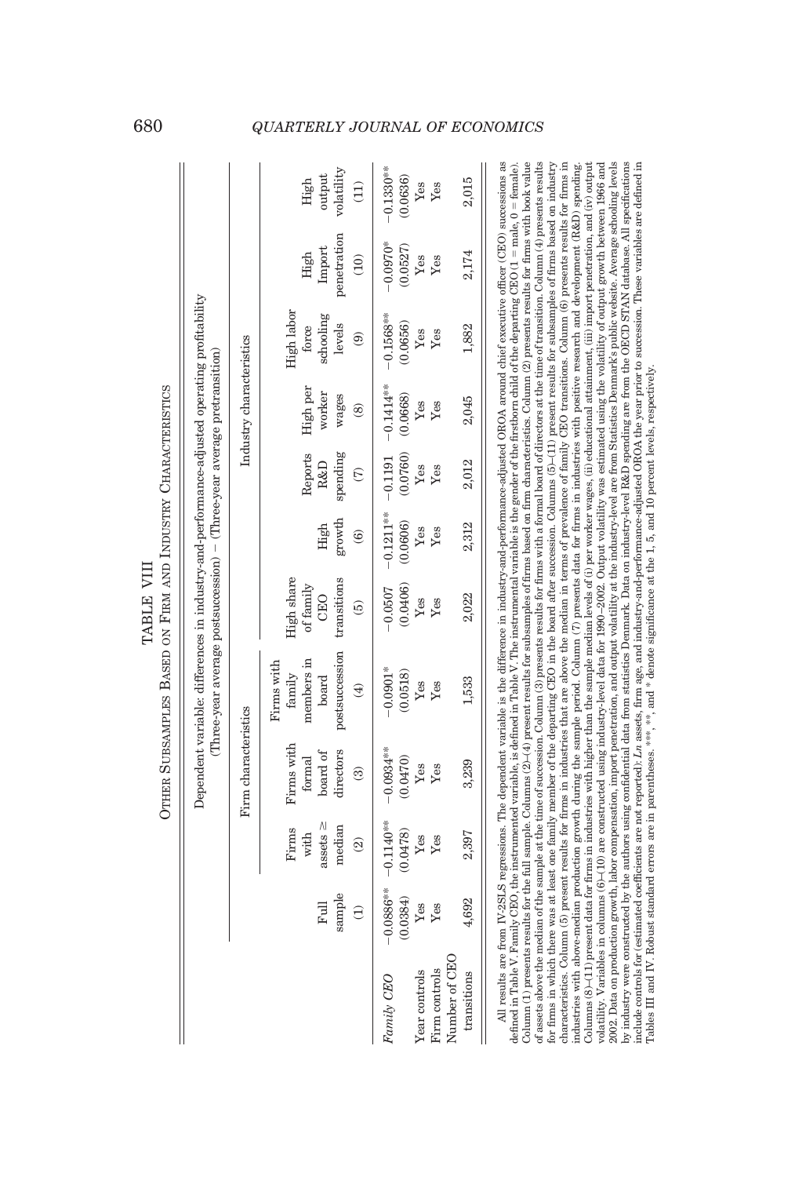TABLE VIII

OTHER SUBSAMPLES BASED ON FIRM AND INDUSTRY CHARACTERISTICS

| | Dependent variable: differences in industry-and-performance-adjusted operating profitability (Three-year average postsuccession) − (Three-year average pretransition) | | | | | | | | | | |
|---|---|---|---|---|---|---|---|---|---|---|---|
| | | Firm characteristics | | | Industry characteristics | | | | | | |
| | Full sample | Firms with assets ≥ median | Firms with formal board of directors | Firms with family members in board postsuccession | High share of family CEO transitions | High growth | Reports R&D spending | High per worker wages | High labor force schooling levels | High Import penetration | High output volatility |
| | (1) | (2) | (3) | (4) | (5) | (6) | (7) | (8) | (9) | (10) | (11) |
| *Family CEO* | −0.0886** | −0.1140** | −0.0934** | −0.0901* | −0.0507 | −0.1211** | −0.1191 | −0.1414** | −0.1568** | −0.0970* | −0.1330** |
| | (0.0384) | (0.0478) | (0.0470) | (0.0518) | (0.0406) | (0.0606) | (0.0760) | (0.0668) | (0.0656) | (0.0527) | (0.0636) |
| Year controls | Yes | Yes | Yes | Yes | Yes | Yes | Yes | Yes | Yes | Yes | Yes |
| Firm controls | Yes | Yes | Yes | Yes | Yes | Yes | Yes | Yes | Yes | Yes | Yes |
| Number of CEO transitions | 4,692 | 2,397 | 3,239 | 1,533 | 2,022 | 2,312 | 2,012 | 2,045 | 1,882 | 2,174 | 2,015 |

All results are from IV-2SLS regressions. The dependent variable is the difference in industry-and-performance-adjusted OROA around chief executive officer (CEO) successions as defined in Table V. Family CEO, the instrumented variable, is defined in Table V. The instrumental variable is the gender of the firstborn child of the departing CEO (1 = male, 0 = female). Column (1) presents results for the full sample. Columns (2)–(4) present results for subsamples of firms based on firm characteristics. Column (2) presents results for firms with book value of assets above the median of the sample at the time of succession. Column (3) presents results for firms with a formal board of directors at the time of transition. Column (4) presents results for firms in which there was at least one family member of the departing CEO in the board after succession. Columns (5)–(11) present results for subsamples of firms based on industry characteristics. Column (5) present results for firms in industries that are above the median in terms of prevalence of family CEO transitions. Column (6) presents results for firms in industries with above-median production growth during the sample period. Column (7) presents data for firms in industries with positive research and development (R&D) spending. Columns (8)–(11) present data for firms in industries with higher than the sample median levels of (i) per worker wages, (ii) educational attainment, (iii) import penetration, and (iv) output volatility. Variables in columns (6)–(10) are constructed using industry-level data for 1990–2002. Output volatility was estimated using the volatility of output growth between 1966 and 2002. Data on production growth, labor compensation, import penetration, and output volatility at the industry-level are from Statistics Denmark's public website. Average schooling levels by industry were constructed by the authors using confidential data from Statistics Denmark. Data on industry-level R&D spending are from the OECD STAN database. All specifications include controls for (estimated coefficients are not reported): *Ln* assets, firm age, and industry-and-performance-adjusted OROA the year prior to succession. These variables are defined in Tables III and IV. Robust standard errors are in parentheses. ***, **, and * denote significance at the 1, 5, and 10 percent levels, respectively.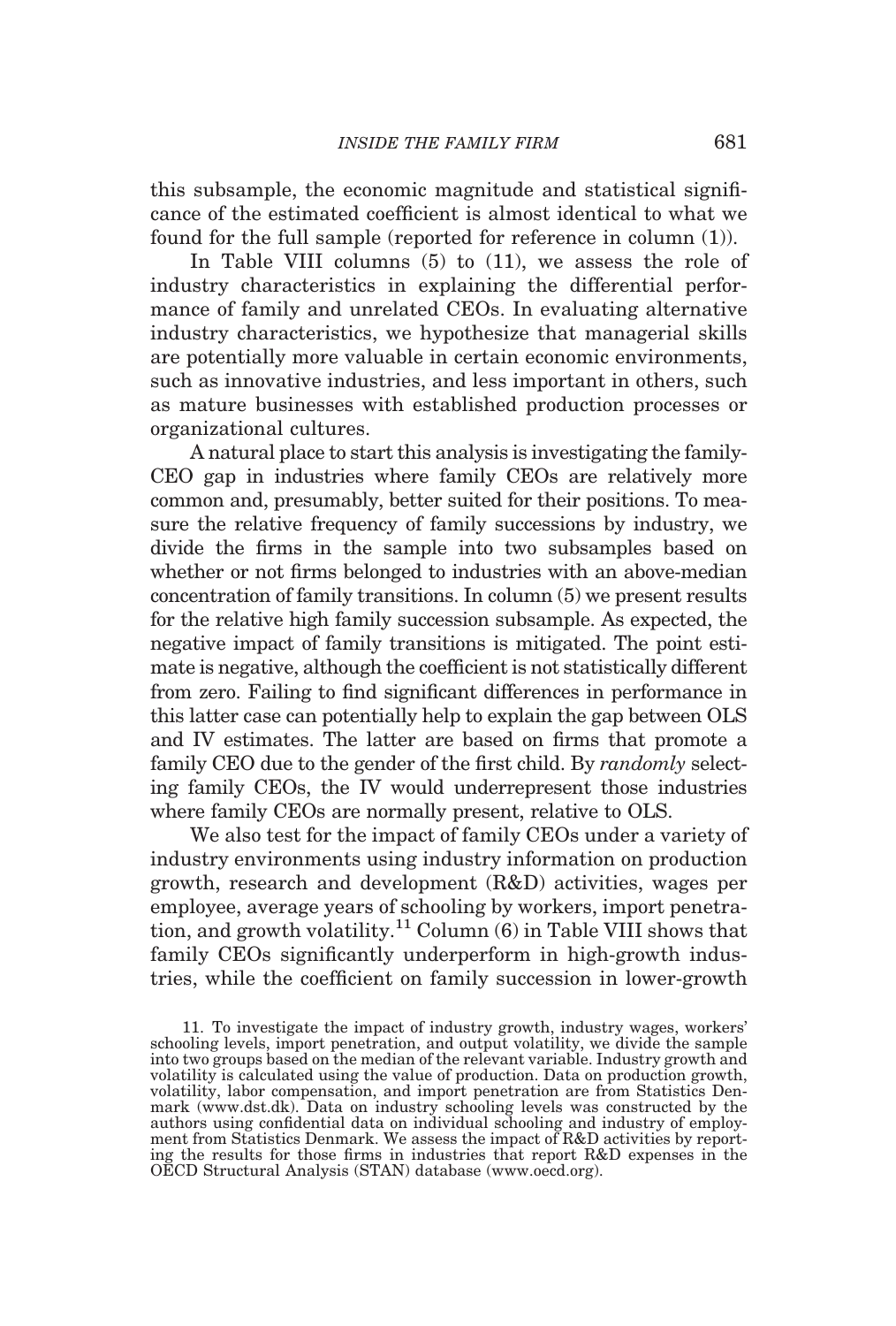this subsample, the economic magnitude and statistical significance of the estimated coefficient is almost identical to what we found for the full sample (reported for reference in column (1)).

In Table VIII columns (5) to (11), we assess the role of industry characteristics in explaining the differential performance of family and unrelated CEOs. In evaluating alternative industry characteristics, we hypothesize that managerial skills are potentially more valuable in certain economic environments, such as innovative industries, and less important in others, such as mature businesses with established production processes or organizational cultures.

A natural place to start this analysis is investigating the family-CEO gap in industries where family CEOs are relatively more common and, presumably, better suited for their positions. To measure the relative frequency of family successions by industry, we divide the firms in the sample into two subsamples based on whether or not firms belonged to industries with an above-median concentration of family transitions. In column (5) we present results for the relative high family succession subsample. As expected, the negative impact of family transitions is mitigated. The point estimate is negative, although the coefficient is not statistically different from zero. Failing to find significant differences in performance in this latter case can potentially help to explain the gap between OLS and IV estimates. The latter are based on firms that promote a family CEO due to the gender of the first child. By *randomly* selecting family CEOs, the IV would underrepresent those industries where family CEOs are normally present, relative to OLS.

We also test for the impact of family CEOs under a variety of industry environments using industry information on production growth, research and development (R&D) activities, wages per employee, average years of schooling by workers, import penetration, and growth volatility.[11] Column (6) in Table VIII shows that family CEOs significantly underperform in high-growth industries, while the coefficient on family succession in lower-growth

11. To investigate the impact of industry growth, industry wages, workers' schooling levels, import penetration, and output volatility, we divide the sample into two groups based on the median of the relevant variable. Industry growth and volatility is calculated using the value of production. Data on production growth, volatility, labor compensation, and import penetration are from Statistics Denmark (www.dst.dk). Data on industry schooling levels was constructed by the authors using confidential data on individual schooling and industry of employment from Statistics Denmark. We assess the impact of R&D activities by reporting the results for those firms in industries that report R&D expenses in the OECD Structural Analysis (STAN) database (www.oecd.org).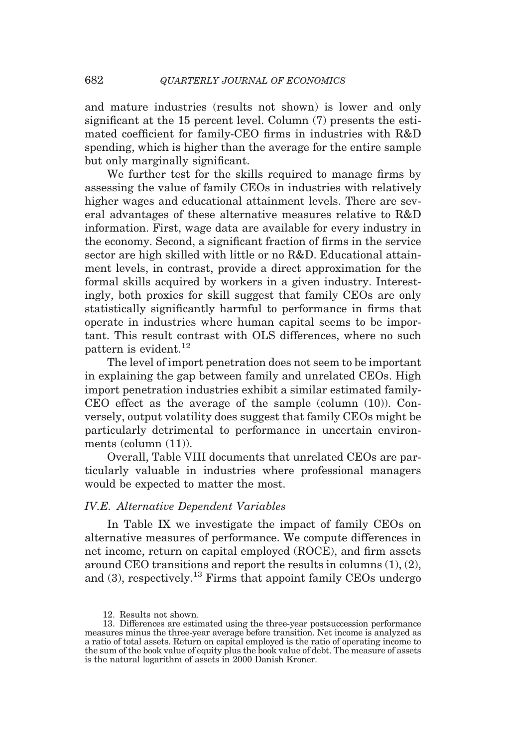and mature industries (results not shown) is lower and only significant at the 15 percent level. Column (7) presents the estimated coefficient for family-CEO firms in industries with R&D spending, which is higher than the average for the entire sample but only marginally significant.

We further test for the skills required to manage firms by assessing the value of family CEOs in industries with relatively higher wages and educational attainment levels. There are several advantages of these alternative measures relative to R&D information. First, wage data are available for every industry in the economy. Second, a significant fraction of firms in the service sector are high skilled with little or no R&D. Educational attainment levels, in contrast, provide a direct approximation for the formal skills acquired by workers in a given industry. Interestingly, both proxies for skill suggest that family CEOs are only statistically significantly harmful to performance in firms that operate in industries where human capital seems to be important. This result contrast with OLS differences, where no such pattern is evident.[12]

The level of import penetration does not seem to be important in explaining the gap between family and unrelated CEOs. High import penetration industries exhibit a similar estimated family-CEO effect as the average of the sample (column (10)). Conversely, output volatility does suggest that family CEOs might be particularly detrimental to performance in uncertain environments (column (11)).

Overall, Table VIII documents that unrelated CEOs are particularly valuable in industries where professional managers would be expected to matter the most.

### *IV.E. Alternative Dependent Variables*

In Table IX we investigate the impact of family CEOs on alternative measures of performance. We compute differences in net income, return on capital employed (ROCE), and firm assets around CEO transitions and report the results in columns (1), (2), and (3), respectively.[13] Firms that appoint family CEOs undergo

12. Results not shown.

13. Differences are estimated using the three-year postsuccession performance measures minus the three-year average before transition. Net income is analyzed as a ratio of total assets. Return on capital employed is the ratio of operating income to the sum of the book value of equity plus the book value of debt. The measure of assets is the natural logarithm of assets in 2000 Danish Kroner.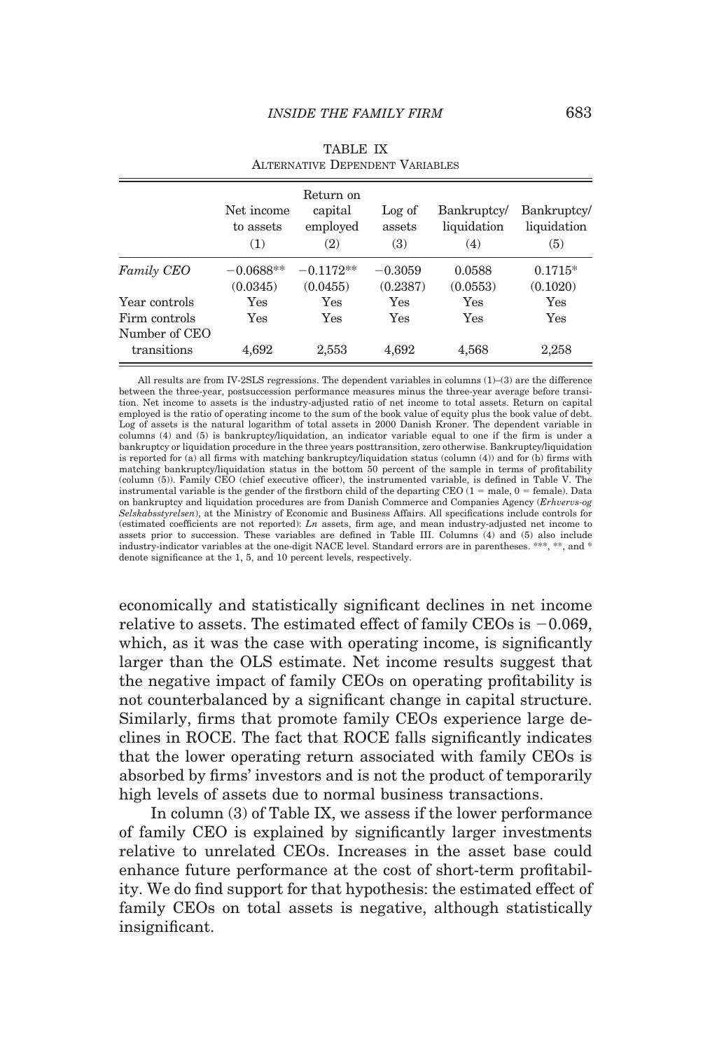TABLE IX
ALTERNATIVE DEPENDENT VARIABLES

| | Net income to assets (1) | Return on capital employed (2) | Log of assets (3) | Bankruptcy/ liquidation (4) | Bankruptcy/ liquidation (5) |
|---|---|---|---|---|---|
| *Family CEO* | −0.0688** | −0.1172** | −0.3059 | 0.0588 | 0.1715* |
| | (0.0345) | (0.0455) | (0.2387) | (0.0553) | (0.1020) |
| Year controls | Yes | Yes | Yes | Yes | Yes |
| Firm controls | Yes | Yes | Yes | Yes | Yes |
| Number of CEO transitions | 4,692 | 2,553 | 4,692 | 4,568 | 2,258 |

All results are from IV-2SLS regressions. The dependent variables in columns (1)–(3) are the difference between the three-year, postsuccession performance measures minus the three-year average before transition. Net income to assets is the industry-adjusted ratio of net income to total assets. Return on capital employed is the ratio of operating income to the sum of the book value of equity plus the book value of debt. Log of assets is the natural logarithm of total assets in 2000 Danish Kroner. The dependent variable in columns (4) and (5) is bankruptcy/liquidation, an indicator variable equal to one if the firm is under a bankruptcy or liquidation procedure in the three years posttransition, zero otherwise. Bankruptcy/liquidation is reported for (a) all firms with matching bankruptcy/liquidation status (column (4)) and for (b) firms with matching bankruptcy/liquidation status in the bottom 50 percent of the sample in terms of profitability (column (5)). Family CEO (chief executive officer), the instrumented variable, is defined in Table V. The instrumental variable is the gender of the firstborn child of the departing CEO (1 = male, 0 = female). Data on bankruptcy and liquidation procedures are from Danish Commerce and Companies Agency (*Erhvervs-og Selskabsstyrelsen*), at the Ministry of Economic and Business Affairs. All specifications include controls for (estimated coefficients are not reported): *Ln* assets, firm age, and mean industry-adjusted net income to assets prior to succession. These variables are defined in Table III. Columns (4) and (5) also include industry-indicator variables at the one-digit NACE level. Standard errors are in parentheses. ***, **, and * denote significance at the 1, 5, and 10 percent levels, respectively.

economically and statistically significant declines in net income relative to assets. The estimated effect of family CEOs is −0.069, which, as it was the case with operating income, is significantly larger than the OLS estimate. Net income results suggest that the negative impact of family CEOs on operating profitability is not counterbalanced by a significant change in capital structure. Similarly, firms that promote family CEOs experience large declines in ROCE. The fact that ROCE falls significantly indicates that the lower operating return associated with family CEOs is absorbed by firms' investors and is not the product of temporarily high levels of assets due to normal business transactions.

In column (3) of Table IX, we assess if the lower performance of family CEO is explained by significantly larger investments relative to unrelated CEOs. Increases in the asset base could enhance future performance at the cost of short-term profitability. We do find support for that hypothesis: the estimated effect of family CEOs on total assets is negative, although statistically insignificant.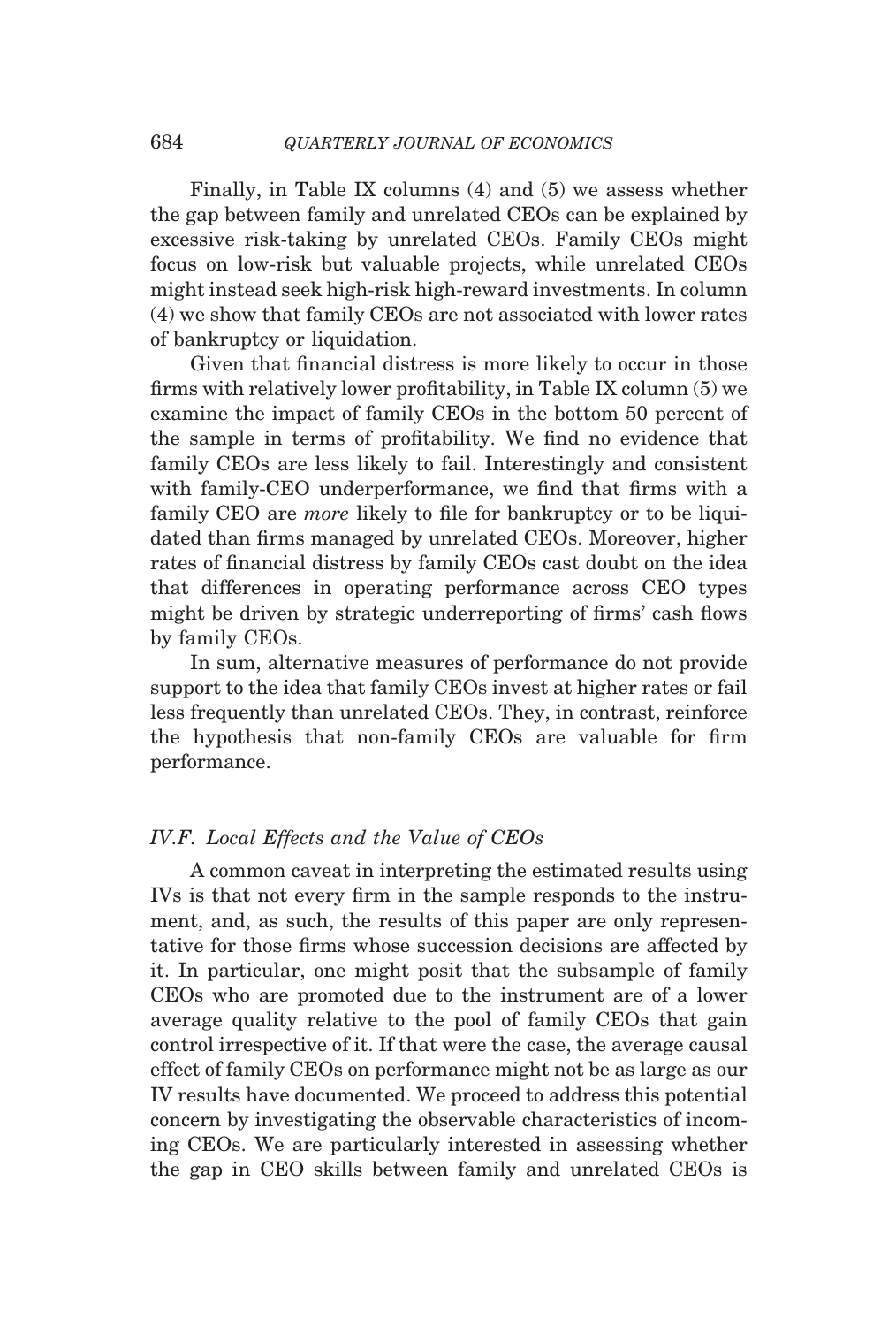Finally, in Table IX columns (4) and (5) we assess whether the gap between family and unrelated CEOs can be explained by excessive risk-taking by unrelated CEOs. Family CEOs might focus on low-risk but valuable projects, while unrelated CEOs might instead seek high-risk high-reward investments. In column (4) we show that family CEOs are not associated with lower rates of bankruptcy or liquidation.

Given that financial distress is more likely to occur in those firms with relatively lower profitability, in Table IX column (5) we examine the impact of family CEOs in the bottom 50 percent of the sample in terms of profitability. We find no evidence that family CEOs are less likely to fail. Interestingly and consistent with family-CEO underperformance, we find that firms with a family CEO are *more* likely to file for bankruptcy or to be liquidated than firms managed by unrelated CEOs. Moreover, higher rates of financial distress by family CEOs cast doubt on the idea that differences in operating performance across CEO types might be driven by strategic underreporting of firms' cash flows by family CEOs.

In sum, alternative measures of performance do not provide support to the idea that family CEOs invest at higher rates or fail less frequently than unrelated CEOs. They, in contrast, reinforce the hypothesis that non-family CEOs are valuable for firm performance.

### *IV.F. Local Effects and the Value of CEOs*

A common caveat in interpreting the estimated results using IVs is that not every firm in the sample responds to the instrument, and, as such, the results of this paper are only representative for those firms whose succession decisions are affected by it. In particular, one might posit that the subsample of family CEOs who are promoted due to the instrument are of a lower average quality relative to the pool of family CEOs that gain control irrespective of it. If that were the case, the average causal effect of family CEOs on performance might not be as large as our IV results have documented. We proceed to address this potential concern by investigating the observable characteristics of incoming CEOs. We are particularly interested in assessing whether the gap in CEO skills between family and unrelated CEOs is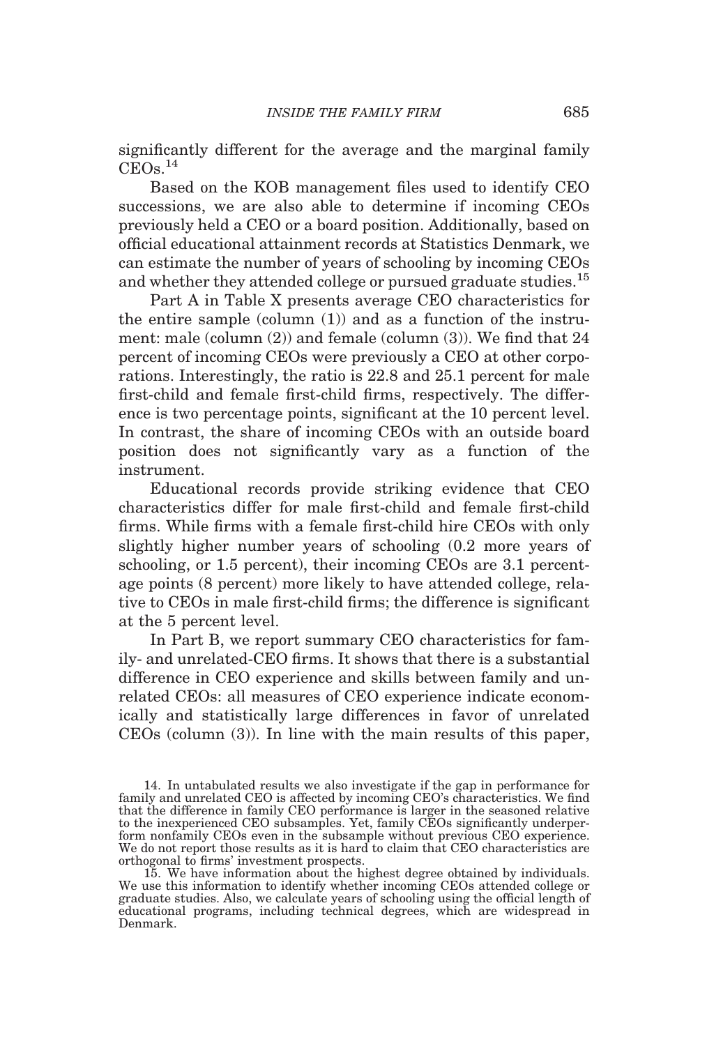significantly different for the average and the marginal family CEOs.[14]

Based on the KOB management files used to identify CEO successions, we are also able to determine if incoming CEOs previously held a CEO or a board position. Additionally, based on official educational attainment records at Statistics Denmark, we can estimate the number of years of schooling by incoming CEOs and whether they attended college or pursued graduate studies.[15]

Part A in Table X presents average CEO characteristics for the entire sample (column (1)) and as a function of the instrument: male (column (2)) and female (column (3)). We find that 24 percent of incoming CEOs were previously a CEO at other corporations. Interestingly, the ratio is 22.8 and 25.1 percent for male first-child and female first-child firms, respectively. The difference is two percentage points, significant at the 10 percent level. In contrast, the share of incoming CEOs with an outside board position does not significantly vary as a function of the instrument.

Educational records provide striking evidence that CEO characteristics differ for male first-child and female first-child firms. While firms with a female first-child hire CEOs with only slightly higher number years of schooling (0.2 more years of schooling, or 1.5 percent), their incoming CEOs are 3.1 percentage points (8 percent) more likely to have attended college, relative to CEOs in male first-child firms; the difference is significant at the 5 percent level.

In Part B, we report summary CEO characteristics for family- and unrelated-CEO firms. It shows that there is a substantial difference in CEO experience and skills between family and unrelated CEOs: all measures of CEO experience indicate economically and statistically large differences in favor of unrelated CEOs (column (3)). In line with the main results of this paper,

14. In untabulated results we also investigate if the gap in performance for family and unrelated CEO is affected by incoming CEO's characteristics. We find that the difference in family CEO performance is larger in the seasoned relative to the inexperienced CEO subsamples. Yet, family CEOs significantly underperform nonfamily CEOs even in the subsample without previous CEO experience. We do not report those results as it is hard to claim that CEO characteristics are orthogonal to firms' investment prospects.

15. We have information about the highest degree obtained by individuals. We use this information to identify whether incoming CEOs attended college or graduate studies. Also, we calculate years of schooling using the official length of educational programs, including technical degrees, which are widespread in Denmark.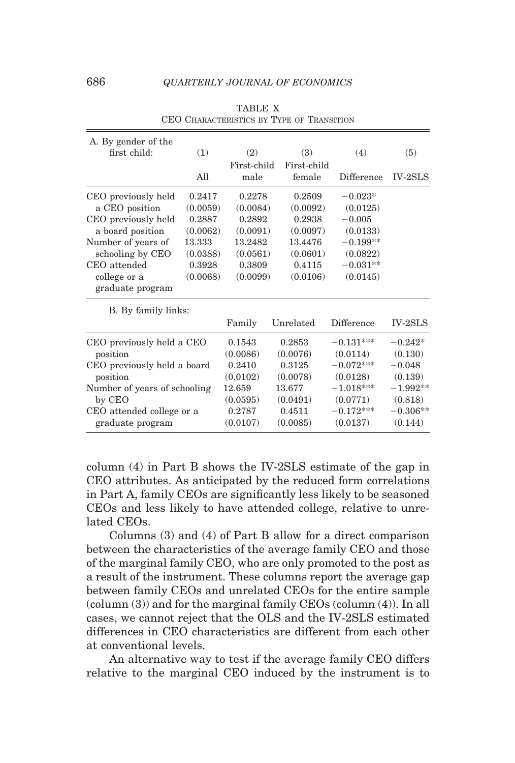TABLE X

CEO Characteristics by Type of Transition

| A. By gender of the first child: | (1) | (2) | (3) | (4) | (5) |
|---|---|---|---|---|---|
| | All | First-child male | First-child female | Difference | IV-2SLS |
| CEO previously held a CEO position | 0.2417 | 0.2278 | 0.2509 | −0.023* | |
| | (0.0059) | (0.0084) | (0.0092) | (0.0125) | |
| CEO previously held a board position | 0.2887 | 0.2892 | 0.2938 | −0.005 | |
| | (0.0062) | (0.0091) | (0.0097) | (0.0133) | |
| Number of years of schooling by CEO | 13.333 | 13.2482 | 13.4476 | −0.199** | |
| | (0.0388) | (0.0561) | (0.0601) | (0.0822) | |
| CEO attended college or a graduate program | 0.3928 | 0.3809 | 0.4115 | −0.031** | |
| | (0.0068) | (0.0099) | (0.0106) | (0.0145) | |

| B. By family links: | Family | Unrelated | Difference | IV-2SLS |
|---|---|---|---|---|
| CEO previously held a CEO position | 0.1543 | 0.2853 | −0.131*** | −0.242* |
| | (0.0086) | (0.0076) | (0.0114) | (0.130) |
| CEO previously held a board position | 0.2410 | 0.3125 | −0.072*** | −0.048 |
| | (0.0102) | (0.0078) | (0.0128) | (0.139) |
| Number of years of schooling by CEO | 12.659 | 13.677 | −1.018*** | −1.992** |
| | (0.0595) | (0.0491) | (0.0771) | (0.818) |
| CEO attended college or a graduate program | 0.2787 | 0.4511 | −0.172*** | −0.306** |
| | (0.0107) | (0.0085) | (0.0137) | (0.144) |

column (4) in Part B shows the IV-2SLS estimate of the gap in CEO attributes. As anticipated by the reduced form correlations in Part A, family CEOs are significantly less likely to be seasoned CEOs and less likely to have attended college, relative to unrelated CEOs.

Columns (3) and (4) of Part B allow for a direct comparison between the characteristics of the average family CEO and those of the marginal family CEO, who are only promoted to the post as a result of the instrument. These columns report the average gap between family CEOs and unrelated CEOs for the entire sample (column (3)) and for the marginal family CEOs (column (4)). In all cases, we cannot reject that the OLS and the IV-2SLS estimated differences in CEO characteristics are different from each other at conventional levels.

An alternative way to test if the average family CEO differs relative to the marginal CEO induced by the instrument is to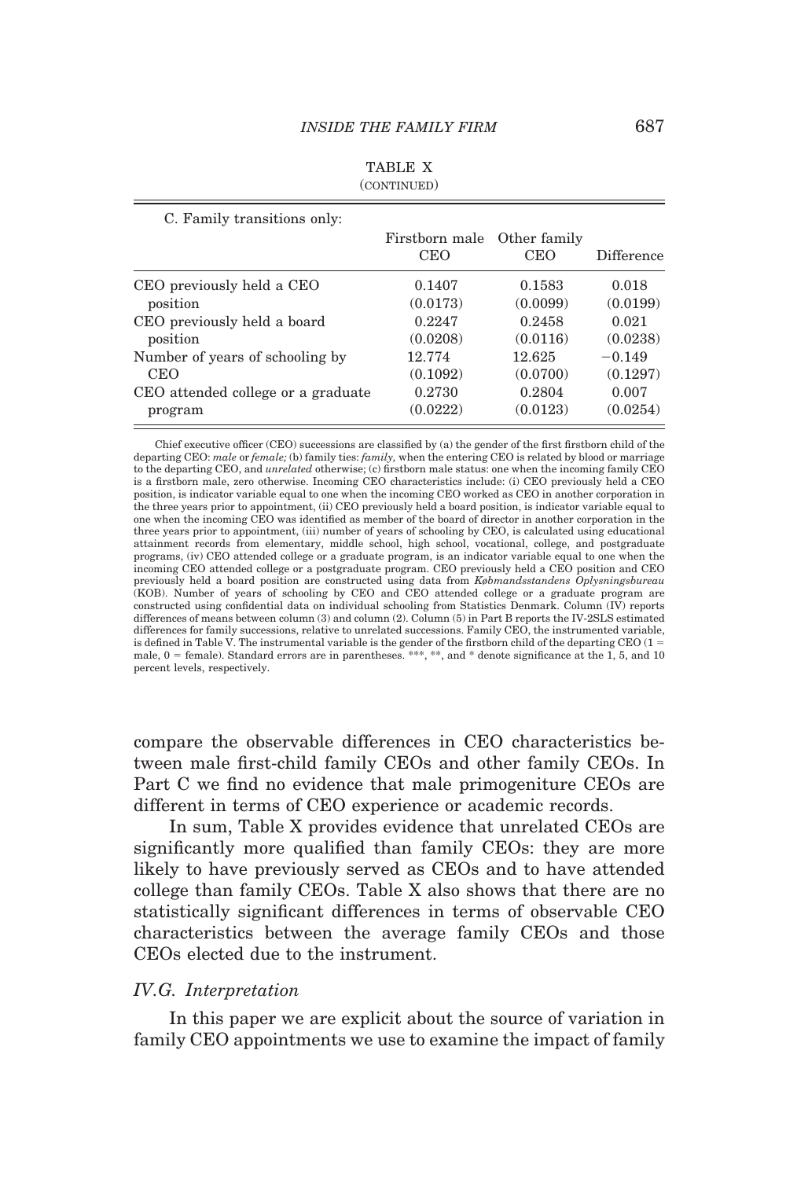TABLE X
(CONTINUED)

| C. Family transitions only: | Firstborn male CEO | Other family CEO | Difference |
|---|---|---|---|
| CEO previously held a CEO position | 0.1407 (0.0173) | 0.1583 (0.0099) | 0.018 (0.0199) |
| CEO previously held a board position | 0.2247 (0.0208) | 0.2458 (0.0116) | 0.021 (0.0238) |
| Number of years of schooling by CEO | 12.774 (0.1092) | 12.625 (0.0700) | −0.149 (0.1297) |
| CEO attended college or a graduate program | 0.2730 (0.0222) | 0.2804 (0.0123) | 0.007 (0.0254) |

Chief executive officer (CEO) successions are classified by (a) the gender of the first firstborn child of the departing CEO: *male* or *female;* (b) family ties: *family,* when the entering CEO is related by blood or marriage to the departing CEO, and *unrelated* otherwise; (c) firstborn male status: one when the incoming family CEO is a firstborn male, zero otherwise. Incoming CEO characteristics include: (i) CEO previously held a CEO position, is indicator variable equal to one when the incoming CEO worked as CEO in another corporation in the three years prior to appointment, (ii) CEO previously held a board position, is indicator variable equal to one when the incoming CEO was identified as member of the board of director in another corporation in the three years prior to appointment, (iii) number of years of schooling by CEO, is calculated using educational attainment records from elementary, middle school, high school, vocational, college, and postgraduate programs, (iv) CEO attended college or a graduate program, is an indicator variable equal to one when the incoming CEO attended college or a postgraduate program. CEO previously held a CEO position and CEO previously held a board position are constructed using data from *Købmandsstandens Oplysningsbureau* (KOB). Number of years of schooling by CEO and CEO attended college or a graduate program are constructed using confidential data on individual schooling from Statistics Denmark. Column (IV) reports differences of means between column (3) and column (2). Column (5) in Part B reports the IV-2SLS estimated differences for family successions, relative to unrelated successions. Family CEO, the instrumented variable, is defined in Table V. The instrumental variable is the gender of the firstborn child of the departing CEO (1 = male, 0 = female). Standard errors are in parentheses. ***, **, and * denote significance at the 1, 5, and 10 percent levels, respectively.

compare the observable differences in CEO characteristics between male first-child family CEOs and other family CEOs. In Part C we find no evidence that male primogeniture CEOs are different in terms of CEO experience or academic records.

In sum, Table X provides evidence that unrelated CEOs are significantly more qualified than family CEOs: they are more likely to have previously served as CEOs and to have attended college than family CEOs. Table X also shows that there are no statistically significant differences in terms of observable CEO characteristics between the average family CEOs and those CEOs elected due to the instrument.

### *IV.G. Interpretation*

In this paper we are explicit about the source of variation in family CEO appointments we use to examine the impact of family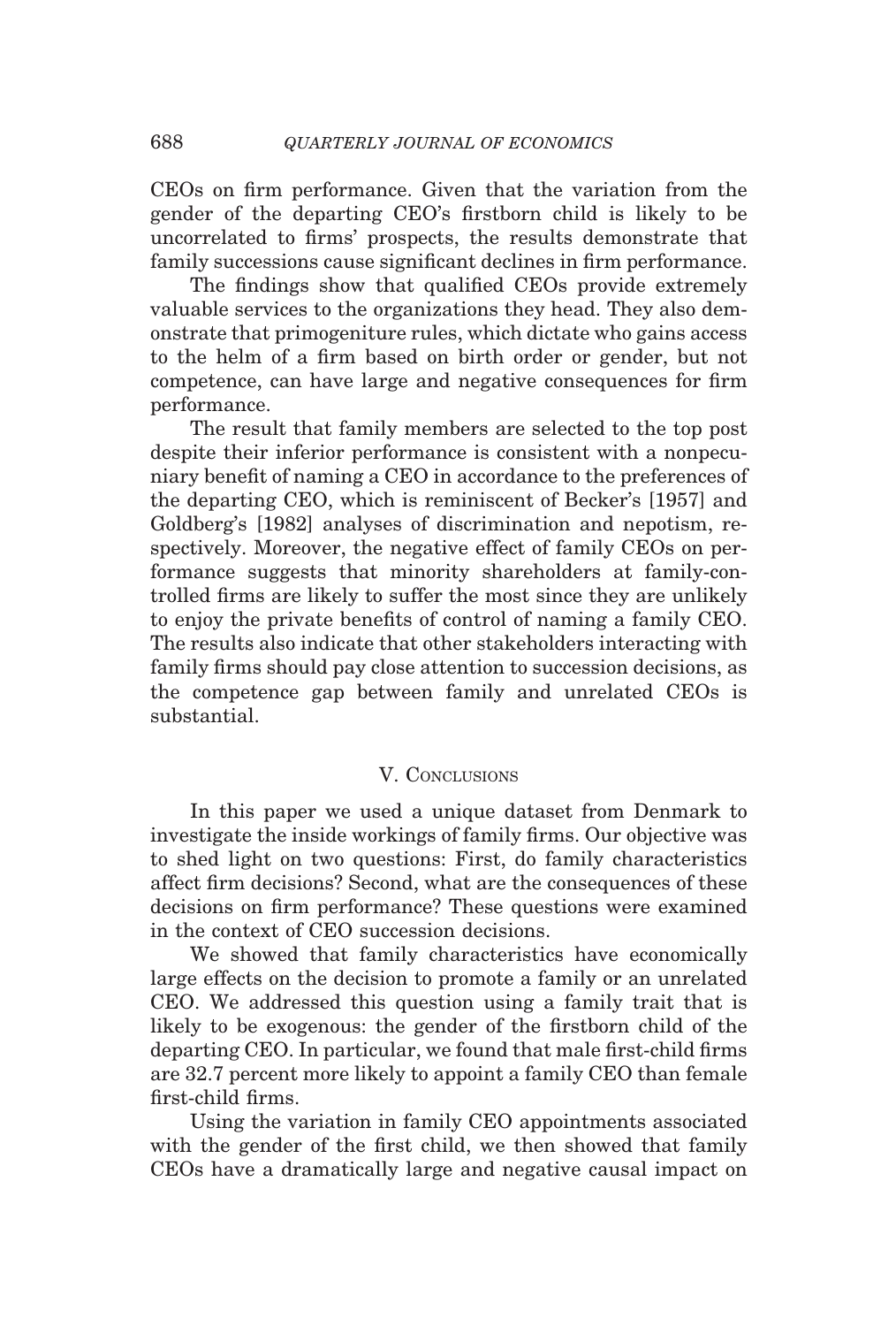CEOs on firm performance. Given that the variation from the gender of the departing CEO's firstborn child is likely to be uncorrelated to firms' prospects, the results demonstrate that family successions cause significant declines in firm performance.

The findings show that qualified CEOs provide extremely valuable services to the organizations they head. They also demonstrate that primogeniture rules, which dictate who gains access to the helm of a firm based on birth order or gender, but not competence, can have large and negative consequences for firm performance.

The result that family members are selected to the top post despite their inferior performance is consistent with a nonpecuniary benefit of naming a CEO in accordance to the preferences of the departing CEO, which is reminiscent of Becker's [1957] and Goldberg's [1982] analyses of discrimination and nepotism, respectively. Moreover, the negative effect of family CEOs on performance suggests that minority shareholders at family-controlled firms are likely to suffer the most since they are unlikely to enjoy the private benefits of control of naming a family CEO. The results also indicate that other stakeholders interacting with family firms should pay close attention to succession decisions, as the competence gap between family and unrelated CEOs is substantial.

## V. Conclusions

In this paper we used a unique dataset from Denmark to investigate the inside workings of family firms. Our objective was to shed light on two questions: First, do family characteristics affect firm decisions? Second, what are the consequences of these decisions on firm performance? These questions were examined in the context of CEO succession decisions.

We showed that family characteristics have economically large effects on the decision to promote a family or an unrelated CEO. We addressed this question using a family trait that is likely to be exogenous: the gender of the firstborn child of the departing CEO. In particular, we found that male first-child firms are 32.7 percent more likely to appoint a family CEO than female first-child firms.

Using the variation in family CEO appointments associated with the gender of the first child, we then showed that family CEOs have a dramatically large and negative causal impact on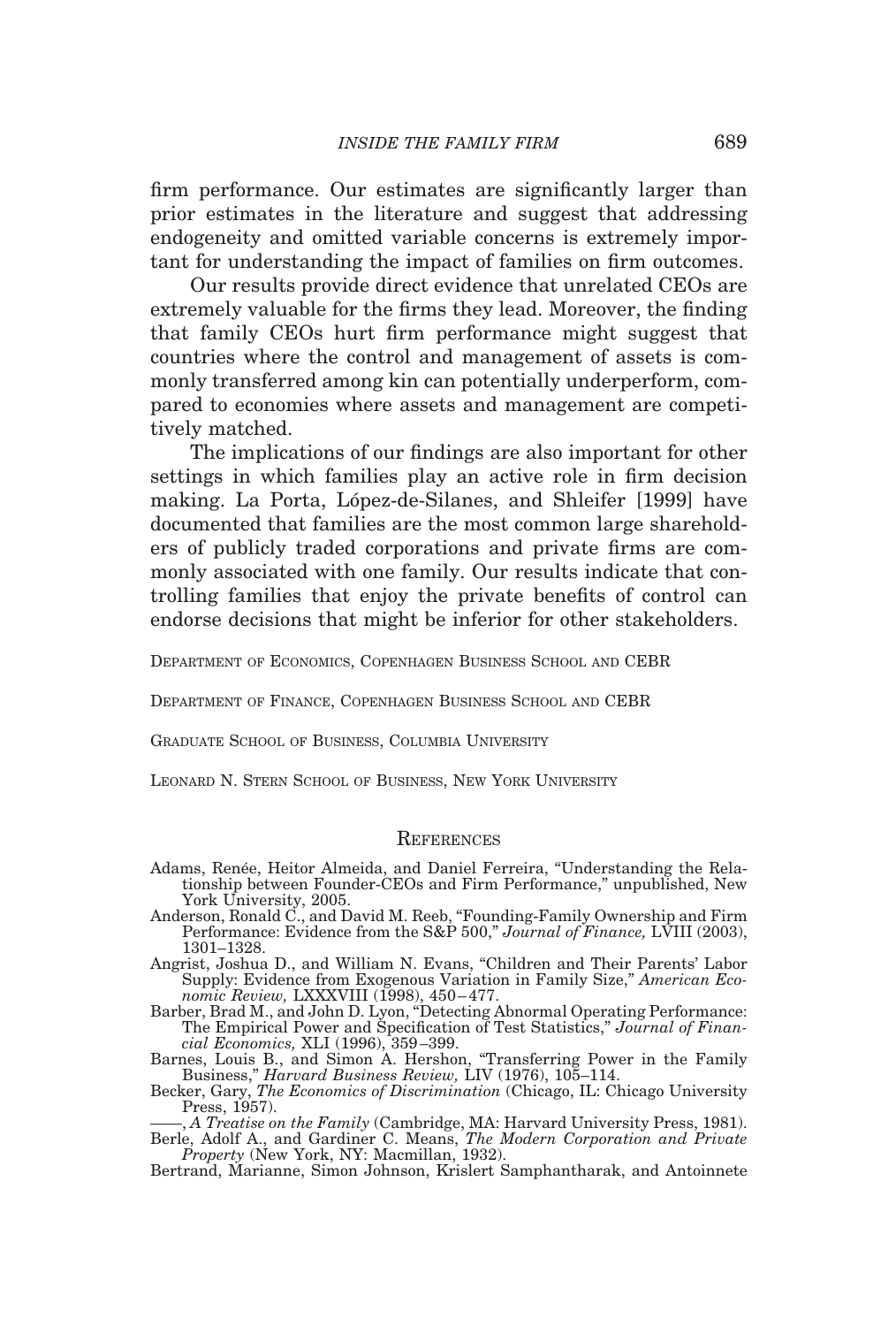firm performance. Our estimates are significantly larger than prior estimates in the literature and suggest that addressing endogeneity and omitted variable concerns is extremely important for understanding the impact of families on firm outcomes.

Our results provide direct evidence that unrelated CEOs are extremely valuable for the firms they lead. Moreover, the finding that family CEOs hurt firm performance might suggest that countries where the control and management of assets is commonly transferred among kin can potentially underperform, compared to economies where assets and management are competitively matched.

The implications of our findings are also important for other settings in which families play an active role in firm decision making. La Porta, López-de-Silanes, and Shleifer [1999] have documented that families are the most common large shareholders of publicly traded corporations and private firms are commonly associated with one family. Our results indicate that controlling families that enjoy the private benefits of control can endorse decisions that might be inferior for other stakeholders.

Department of Economics, Copenhagen Business School and CEBR

Department of Finance, Copenhagen Business School and CEBR

Graduate School of Business, Columbia University

Leonard N. Stern School of Business, New York University

## References

Adams, Renée, Heitor Almeida, and Daniel Ferreira, "Understanding the Relationship between Founder-CEOs and Firm Performance," unpublished, New York University, 2005.

Anderson, Ronald C., and David M. Reeb, "Founding-Family Ownership and Firm Performance: Evidence from the S&P 500," *Journal of Finance,* LVIII (2003), 1301–1328.

Angrist, Joshua D., and William N. Evans, "Children and Their Parents' Labor Supply: Evidence from Exogenous Variation in Family Size," *American Economic Review,* LXXXVIII (1998), 450–477.

Barber, Brad M., and John D. Lyon, "Detecting Abnormal Operating Performance: The Empirical Power and Specification of Test Statistics," *Journal of Financial Economics,* XLI (1996), 359–399.

Barnes, Louis B., and Simon A. Hershon, "Transferring Power in the Family Business," *Harvard Business Review,* LIV (1976), 105–114.

Becker, Gary, *The Economics of Discrimination* (Chicago, IL: Chicago University Press, 1957).

——, *A Treatise on the Family* (Cambridge, MA: Harvard University Press, 1981).

Berle, Adolf A., and Gardiner C. Means, *The Modern Corporation and Private Property* (New York, NY: Macmillan, 1932).

Bertrand, Marianne, Simon Johnson, Krislert Samphantharak, and Antoinnete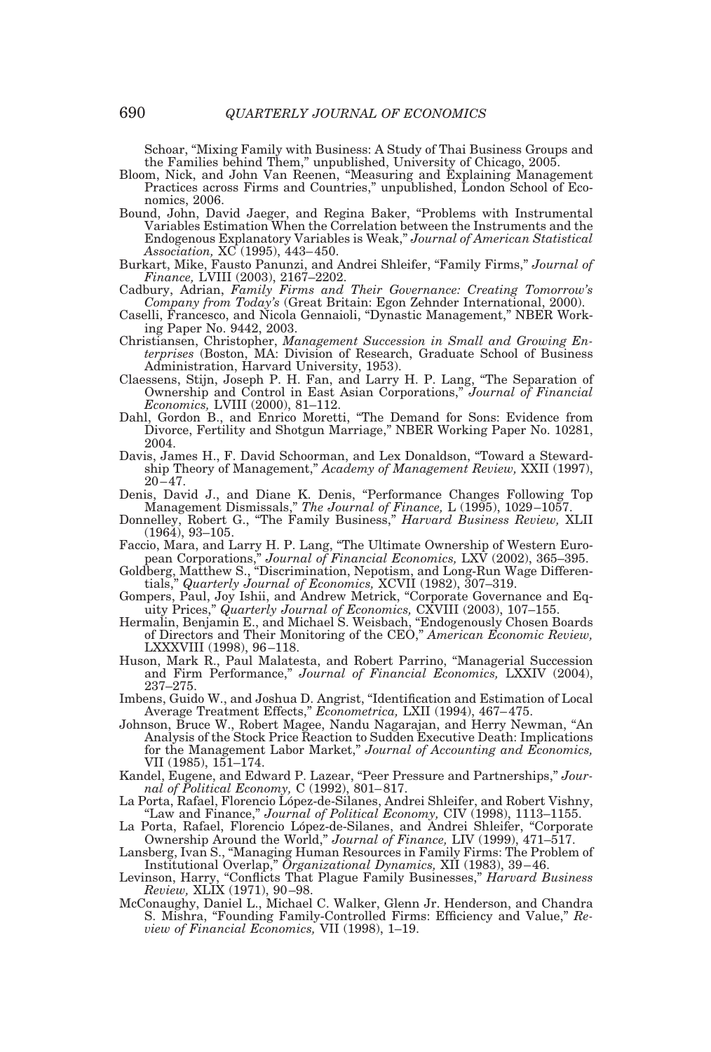Schoar, "Mixing Family with Business: A Study of Thai Business Groups and the Families behind Them," unpublished, University of Chicago, 2005.

Bloom, Nick, and John Van Reenen, "Measuring and Explaining Management Practices across Firms and Countries," unpublished, London School of Economics, 2006.

Bound, John, David Jaeger, and Regina Baker, "Problems with Instrumental Variables Estimation When the Correlation between the Instruments and the Endogenous Explanatory Variables is Weak," *Journal of American Statistical Association,* XC (1995), 443–450.

Burkart, Mike, Fausto Panunzi, and Andrei Shleifer, "Family Firms," *Journal of Finance,* LVIII (2003), 2167–2202.

Cadbury, Adrian, *Family Firms and Their Governance: Creating Tomorrow's Company from Today's* (Great Britain: Egon Zehnder International, 2000).

Caselli, Francesco, and Nicola Gennaioli, "Dynastic Management," NBER Working Paper No. 9442, 2003.

Christiansen, Christopher, *Management Succession in Small and Growing Enterprises* (Boston, MA: Division of Research, Graduate School of Business Administration, Harvard University, 1953).

Claessens, Stijn, Joseph P. H. Fan, and Larry H. P. Lang, "The Separation of Ownership and Control in East Asian Corporations," *Journal of Financial Economics,* LVIII (2000), 81–112.

Dahl, Gordon B., and Enrico Moretti, "The Demand for Sons: Evidence from Divorce, Fertility and Shotgun Marriage," NBER Working Paper No. 10281, 2004.

Davis, James H., F. David Schoorman, and Lex Donaldson, "Toward a Stewardship Theory of Management," *Academy of Management Review,* XXII (1997), 20–47.

Denis, David J., and Diane K. Denis, "Performance Changes Following Top Management Dismissals," *The Journal of Finance,* L (1995), 1029–1057.

Donnelley, Robert G., "The Family Business," *Harvard Business Review,* XLII (1964), 93–105.

Faccio, Mara, and Larry H. P. Lang, "The Ultimate Ownership of Western European Corporations," *Journal of Financial Economics,* LXV (2002), 365–395.

Goldberg, Matthew S., "Discrimination, Nepotism, and Long-Run Wage Differentials," *Quarterly Journal of Economics,* XCVII (1982), 307–319.

Gompers, Paul, Joy Ishii, and Andrew Metrick, "Corporate Governance and Equity Prices," *Quarterly Journal of Economics,* CXVIII (2003), 107–155.

Hermalin, Benjamin E., and Michael S. Weisbach, "Endogenously Chosen Boards of Directors and Their Monitoring of the CEO," *American Economic Review,* LXXXVIII (1998), 96–118.

Huson, Mark R., Paul Malatesta, and Robert Parrino, "Managerial Succession and Firm Performance," *Journal of Financial Economics,* LXXIV (2004), 237–275.

Imbens, Guido W., and Joshua D. Angrist, "Identification and Estimation of Local Average Treatment Effects," *Econometrica,* LXII (1994), 467–475.

Johnson, Bruce W., Robert Magee, Nandu Nagarajan, and Herry Newman, "An Analysis of the Stock Price Reaction to Sudden Executive Death: Implications for the Management Labor Market," *Journal of Accounting and Economics,* VII (1985), 151–174.

Kandel, Eugene, and Edward P. Lazear, "Peer Pressure and Partnerships," *Journal of Political Economy,* C (1992), 801–817.

La Porta, Rafael, Florencio López-de-Silanes, Andrei Shleifer, and Robert Vishny, "Law and Finance," *Journal of Political Economy,* CIV (1998), 1113–1155.

La Porta, Rafael, Florencio López-de-Silanes, and Andrei Shleifer, "Corporate Ownership Around the World," *Journal of Finance,* LIV (1999), 471–517.

Lansberg, Ivan S., "Managing Human Resources in Family Firms: The Problem of Institutional Overlap," *Organizational Dynamics,* XII (1983), 39–46.

Levinson, Harry, "Conflicts That Plague Family Businesses," *Harvard Business Review,* XLIX (1971), 90–98.

McConaughy, Daniel L., Michael C. Walker, Glenn Jr. Henderson, and Chandra S. Mishra, "Founding Family-Controlled Firms: Efficiency and Value," *Review of Financial Economics,* VII (1998), 1–19.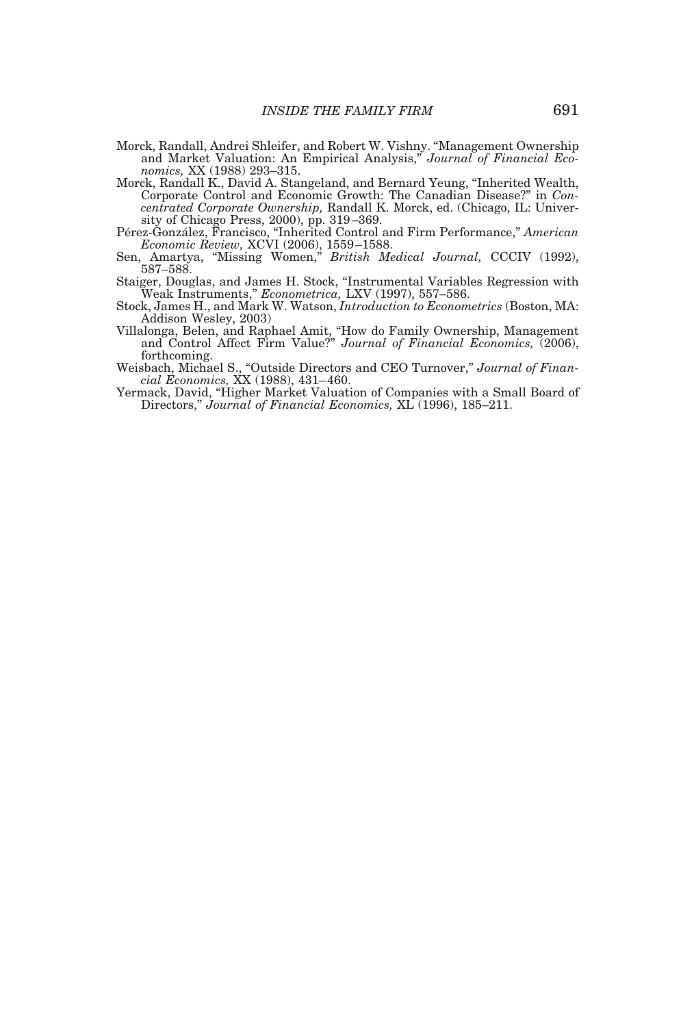Morck, Randall, Andrei Shleifer, and Robert W. Vishny. "Management Ownership and Market Valuation: An Empirical Analysis," *Journal of Financial Economics,* XX (1988) 293–315.

Morck, Randall K., David A. Stangeland, and Bernard Yeung, "Inherited Wealth, Corporate Control and Economic Growth: The Canadian Disease?" in *Concentrated Corporate Ownership,* Randall K. Morck, ed. (Chicago, IL: University of Chicago Press, 2000), pp. 319–369.

Pérez-González, Francisco, "Inherited Control and Firm Performance," *American Economic Review,* XCVI (2006), 1559–1588.

Sen, Amartya, "Missing Women," *British Medical Journal,* CCCIV (1992), 587–588.

Staiger, Douglas, and James H. Stock, "Instrumental Variables Regression with Weak Instruments," *Econometrica,* LXV (1997), 557–586.

Stock, James H., and Mark W. Watson, *Introduction to Econometrics* (Boston, MA: Addison Wesley, 2003)

Villalonga, Belen, and Raphael Amit, "How do Family Ownership, Management and Control Affect Firm Value?" *Journal of Financial Economics,* (2006), forthcoming.

Weisbach, Michael S., "Outside Directors and CEO Turnover," *Journal of Financial Economics,* XX (1988), 431–460.

Yermack, David, "Higher Market Valuation of Companies with a Small Board of Directors," *Journal of Financial Economics,* XL (1996), 185–211.